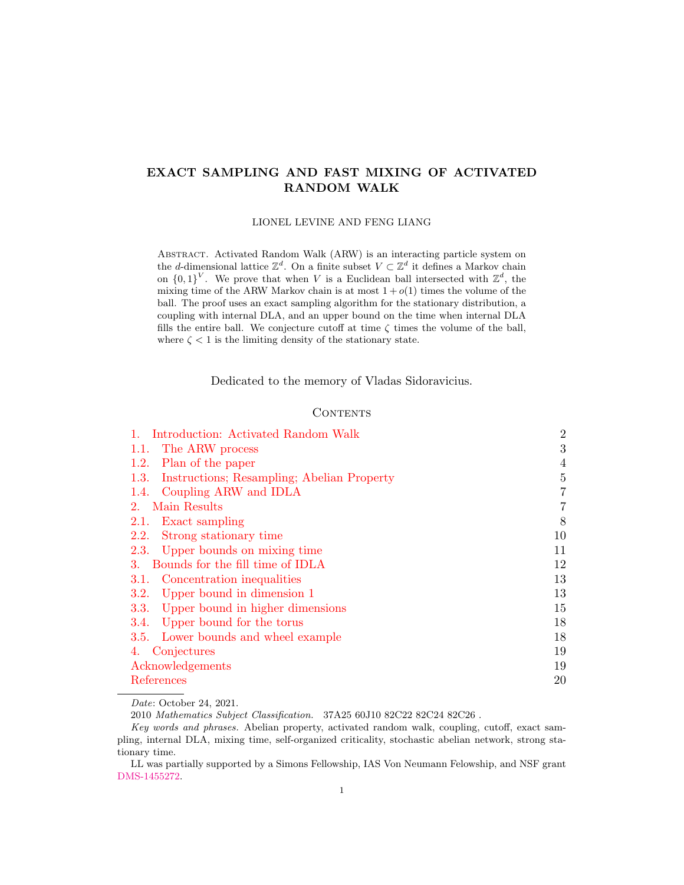# EXACT SAMPLING AND FAST MIXING OF ACTIVATED RANDOM WALK

LIONEL LEVINE AND FENG LIANG

Abstract. Activated Random Walk (ARW) is an interacting particle system on the $d$-dimensional lattice $\mathbb{Z}^d$. On a finite subset $V \subset \mathbb{Z}^d$ it defines a Markov chain on $\{0,1\}^V$. We prove that when $V$ is a Euclidean ball intersected with $\mathbb{Z}^d$, the mixing time of the ARW Markov chain is at most $1 + o(1)$ times the volume of the ball. The proof uses an exact sampling algorithm for the stationary distribution, a coupling with internal DLA, and an upper bound on the time when internal DLA fills the entire ball. We conjecture cutoff at time $\zeta$ times the volume of the ball, where $\zeta < 1$ is the limiting density of the stationary state.

Dedicated to the memory of Vladas Sidoravicius.

## Contents

- 1. Introduction: Activated Random Walk — 2
  - 1.1. The ARW process — 3
  - 1.2. Plan of the paper — 4
  - 1.3. Instructions; Resampling; Abelian Property — 5
  - 1.4. Coupling ARW and IDLA — 7
- 2. Main Results — 7
  - 2.1. Exact sampling — 8
  - 2.2. Strong stationary time — 10
  - 2.3. Upper bounds on mixing time — 11
- 3. Bounds for the fill time of IDLA — 12
  - 3.1. Concentration inequalities — 13
  - 3.2. Upper bound in dimension 1 — 13
  - 3.3. Upper bound in higher dimensions — 15
  - 3.4. Upper bound for the torus — 18
  - 3.5. Lower bounds and wheel example — 18
- 4. Conjectures — 19
- Acknowledgements — 19
- References — 20

*Date*: October 24, 2021.

2010 *Mathematics Subject Classification.* 37A25 60J10 82C22 82C24 82C26 .

*Key words and phrases.* Abelian property, activated random walk, coupling, cutoff, exact sampling, internal DLA, mixing time, self-organized criticality, stochastic abelian network, strong stationary time.

LL was partially supported by a Simons Fellowship, IAS Von Neumann Felowship, and NSF grant DMS-1455272.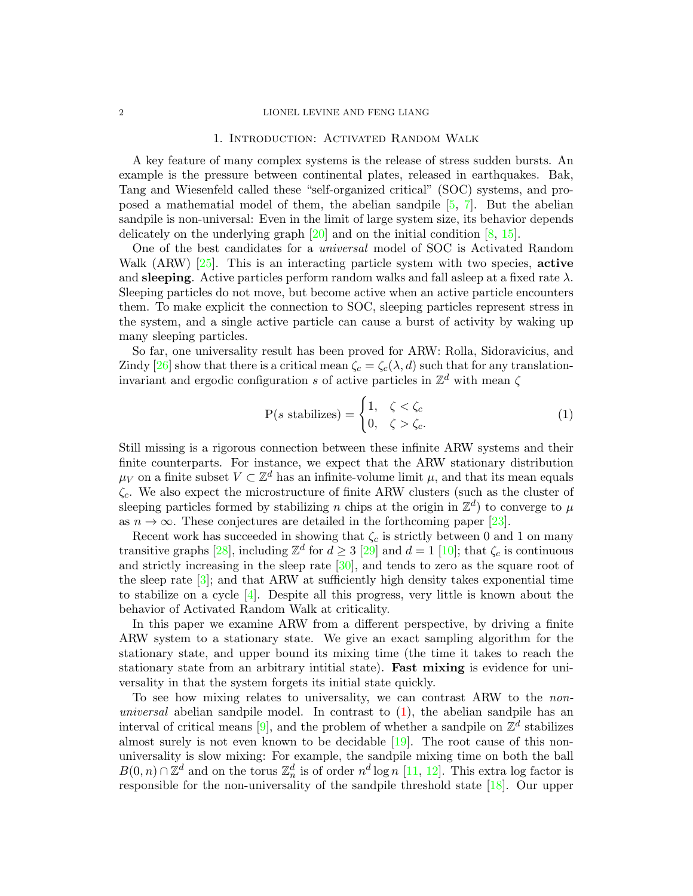## 1. Introduction: Activated Random Walk

A key feature of many complex systems is the release of stress sudden bursts. An example is the pressure between continental plates, released in earthquakes. Bak, Tang and Wiesenfeld called these "self-organized critical" (SOC) systems, and proposed a mathematial model of them, the abelian sandpile [5, 7]. But the abelian sandpile is non-universal: Even in the limit of large system size, its behavior depends delicately on the underlying graph [20] and on the initial condition [8, 15].

One of the best candidates for a *universal* model of SOC is Activated Random Walk (ARW) [25]. This is an interacting particle system with two species, **active** and **sleeping**. Active particles perform random walks and fall asleep at a fixed rate $\lambda$. Sleeping particles do not move, but become active when an active particle encounters them. To make explicit the connection to SOC, sleeping particles represent stress in the system, and a single active particle can cause a burst of activity by waking up many sleeping particles.

So far, one universality result has been proved for ARW: Rolla, Sidoravicius, and Zindy [26] show that there is a critical mean $\zeta_c = \zeta_c(\lambda, d)$ such that for any translation-invariant and ergodic configuration $s$ of active particles in $\mathbb{Z}^d$ with mean $\zeta$

$$\mathrm{P}(s \text{ stabilizes}) = \begin{cases} 1, & \zeta < \zeta_c \\ 0, & \zeta > \zeta_c. \end{cases} \tag{1}$$

Still missing is a rigorous connection between these infinite ARW systems and their finite counterparts. For instance, we expect that the ARW stationary distribution $\mu_V$ on a finite subset $V \subset \mathbb{Z}^d$ has an infinite-volume limit $\mu$, and that its mean equals $\zeta_c$. We also expect the microstructure of finite ARW clusters (such as the cluster of sleeping particles formed by stabilizing $n$ chips at the origin in $\mathbb{Z}^d$) to converge to $\mu$ as $n \to \infty$. These conjectures are detailed in the forthcoming paper [23].

Recent work has succeeded in showing that $\zeta_c$ is strictly between 0 and 1 on many transitive graphs [28], including $\mathbb{Z}^d$ for $d \geq 3$ [29] and $d = 1$ [10]; that $\zeta_c$ is continuous and strictly increasing in the sleep rate [30], and tends to zero as the square root of the sleep rate [3]; and that ARW at sufficiently high density takes exponential time to stabilize on a cycle [4]. Despite all this progress, very little is known about the behavior of Activated Random Walk at criticality.

In this paper we examine ARW from a different perspective, by driving a finite ARW system to a stationary state. We give an exact sampling algorithm for the stationary state, and upper bound its mixing time (the time it takes to reach the stationary state from an arbitrary intitial state). **Fast mixing** is evidence for universality in that the system forgets its initial state quickly.

To see how mixing relates to universality, we can contrast ARW to the *non-universal* abelian sandpile model. In contrast to (1), the abelian sandpile has an interval of critical means [9], and the problem of whether a sandpile on $\mathbb{Z}^d$ stabilizes almost surely is not even known to be decidable [19]. The root cause of this non-universality is slow mixing: For example, the sandpile mixing time on both the ball $B(0, n) \cap \mathbb{Z}^d$ and on the torus $\mathbb{Z}_n^d$ is of order $n^d \log n$ [11, 12]. This extra log factor is responsible for the non-universality of the sandpile threshold state [18]. Our upper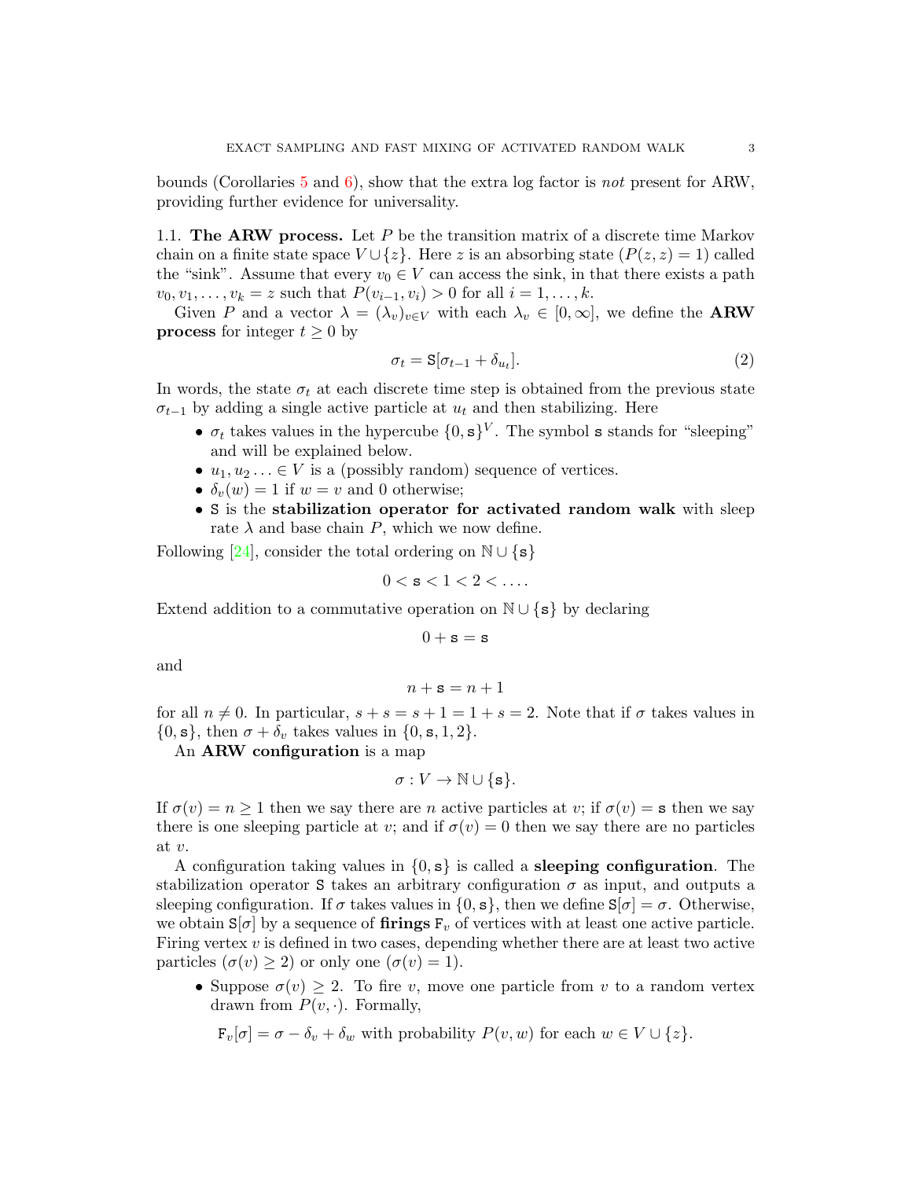bounds (Corollaries 5 and 6), show that the extra log factor is *not* present for ARW, providing further evidence for universality.

### 1.1. The ARW process.

Let $P$ be the transition matrix of a discrete time Markov chain on a finite state space $V \cup \{z\}$. Here $z$ is an absorbing state ($P(z,z) = 1$) called the "sink". Assume that every $v_0 \in V$ can access the sink, in that there exists a path $v_0, v_1, \ldots, v_k = z$ such that $P(v_{i-1}, v_i) > 0$ for all $i = 1, \ldots, k$.

Given $P$ and a vector $\lambda = (\lambda_v)_{v \in V}$ with each $\lambda_v \in [0, \infty]$, we define the **ARW process** for integer $t \geq 0$ by

$$\sigma_t = \mathtt{S}[\sigma_{t-1} + \delta_{u_t}]. \tag{2}$$

In words, the state $\sigma_t$ at each discrete time step is obtained from the previous state $\sigma_{t-1}$ by adding a single active particle at $u_t$ and then stabilizing. Here

- $\sigma_t$ takes values in the hypercube $\{0, \mathtt{s}\}^V$. The symbol $\mathtt{s}$ stands for "sleeping" and will be explained below.
- $u_1, u_2 \ldots \in V$ is a (possibly random) sequence of vertices.
- $\delta_v(w) = 1$ if $w = v$ and 0 otherwise;
- $\mathtt{S}$ is the **stabilization operator for activated random walk** with sleep rate $\lambda$ and base chain $P$, which we now define.

Following [24], consider the total ordering on $\mathbb{N} \cup \{\mathtt{s}\}$

$$0 < \mathtt{s} < 1 < 2 < \ldots.$$

Extend addition to a commutative operation on $\mathbb{N} \cup \{\mathtt{s}\}$ by declaring

$$0 + \mathtt{s} = \mathtt{s}$$

and

$$n + \mathtt{s} = n + 1$$

for all $n \neq 0$. In particular, $s + s = s + 1 = 1 + s = 2$. Note that if $\sigma$ takes values in $\{0, \mathtt{s}\}$, then $\sigma + \delta_v$ takes values in $\{0, \mathtt{s}, 1, 2\}$.

An **ARW configuration** is a map

$$\sigma : V \to \mathbb{N} \cup \{\mathtt{s}\}.$$

If $\sigma(v) = n \geq 1$ then we say there are $n$ active particles at $v$; if $\sigma(v) = \mathtt{s}$ then we say there is one sleeping particle at $v$; and if $\sigma(v) = 0$ then we say there are no particles at $v$.

A configuration taking values in $\{0, \mathtt{s}\}$ is called a **sleeping configuration**. The stabilization operator $\mathtt{S}$ takes an arbitrary configuration $\sigma$ as input, and outputs a sleeping configuration. If $\sigma$ takes values in $\{0, \mathtt{s}\}$, then we define $\mathtt{S}[\sigma] = \sigma$. Otherwise, we obtain $\mathtt{S}[\sigma]$ by a sequence of **firings** $\mathtt{F}_v$ of vertices with at least one active particle. Firing vertex $v$ is defined in two cases, depending whether there are at least two active particles ($\sigma(v) \geq 2$) or only one ($\sigma(v) = 1$).

- Suppose $\sigma(v) \geq 2$. To fire $v$, move one particle from $v$ to a random vertex drawn from $P(v, \cdot)$. Formally,

  $\mathtt{F}_v[\sigma] = \sigma - \delta_v + \delta_w$ with probability $P(v, w)$ for each $w \in V \cup \{z\}$.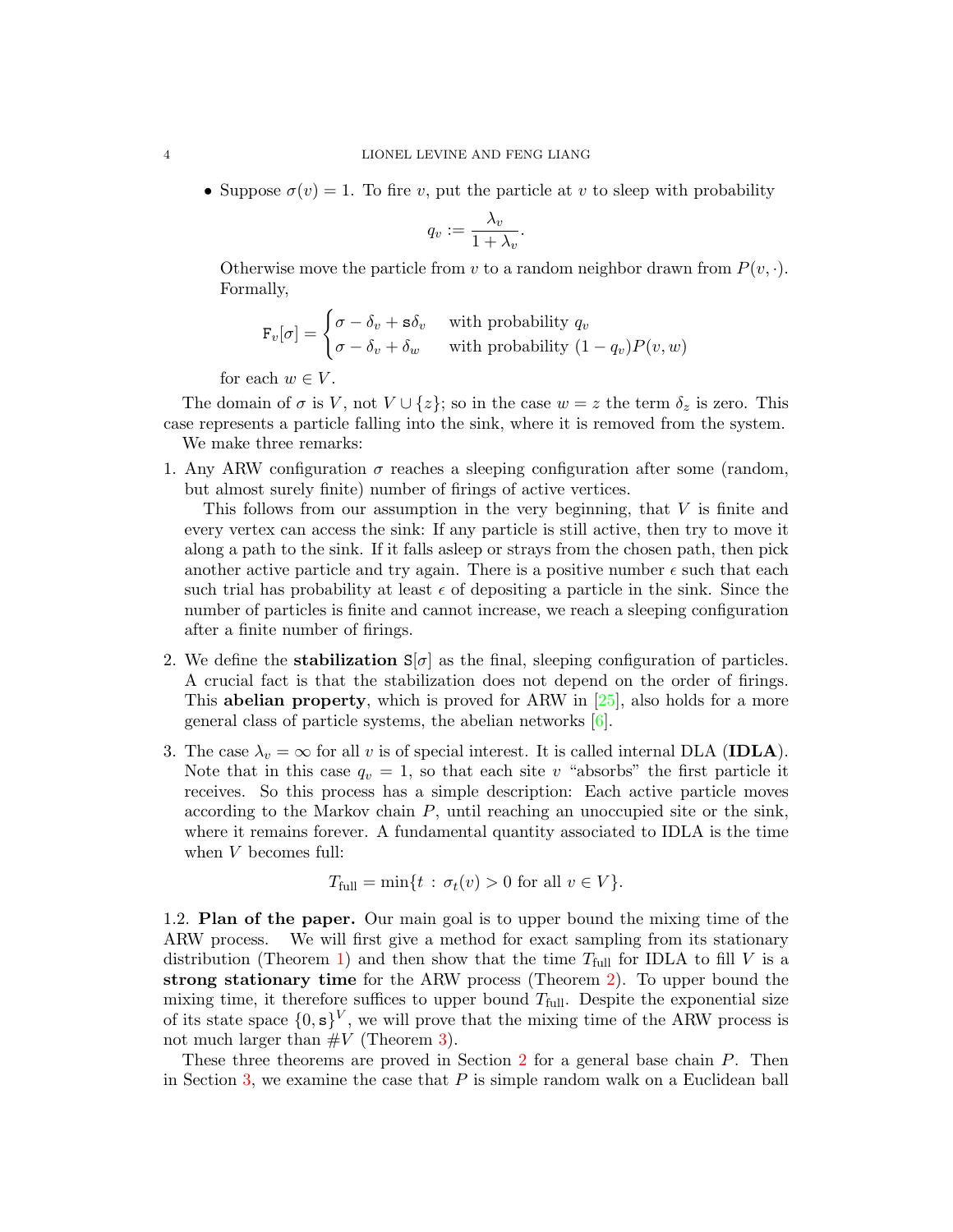- Suppose $\sigma(v) = 1$. To fire $v$, put the particle at $v$ to sleep with probability

$$q_v := \frac{\lambda_v}{1+\lambda_v}.$$

Otherwise move the particle from $v$ to a random neighbor drawn from $P(v,\cdot)$. Formally,

$$\mathtt{F}_v[\sigma] = \begin{cases} \sigma - \delta_v + \mathtt{s}\delta_v & \text{with probability } q_v \\ \sigma - \delta_v + \delta_w & \text{with probability } (1-q_v)P(v,w) \end{cases}$$

for each $w \in V$.

The domain of $\sigma$ is $V$, not $V \cup \{z\}$; so in the case $w = z$ the term $\delta_z$ is zero. This case represents a particle falling into the sink, where it is removed from the system.

We make three remarks:

1. Any ARW configuration $\sigma$ reaches a sleeping configuration after some (random, but almost surely finite) number of firings of active vertices.

   This follows from our assumption in the very beginning, that $V$ is finite and every vertex can access the sink: If any particle is still active, then try to move it along a path to the sink. If it falls asleep or strays from the chosen path, then pick another active particle and try again. There is a positive number $\epsilon$ such that each such trial has probability at least $\epsilon$ of depositing a particle in the sink. Since the number of particles is finite and cannot increase, we reach a sleeping configuration after a finite number of firings.

2. We define the **stabilization** $\mathtt{S}[\sigma]$ as the final, sleeping configuration of particles. A crucial fact is that the stabilization does not depend on the order of firings. This **abelian property**, which is proved for ARW in [25], also holds for a more general class of particle systems, the abelian networks [6].

3. The case $\lambda_v = \infty$ for all $v$ is of special interest. It is called internal DLA (**IDLA**). Note that in this case $q_v = 1$, so that each site $v$ "absorbs" the first particle it receives. So this process has a simple description: Each active particle moves according to the Markov chain $P$, until reaching an unoccupied site or the sink, where it remains forever. A fundamental quantity associated to IDLA is the time when $V$ becomes full:

$$T_{\text{full}} = \min\{t : \sigma_t(v) > 0 \text{ for all } v \in V\}.$$

1.2. **Plan of the paper.** Our main goal is to upper bound the mixing time of the ARW process. We will first give a method for exact sampling from its stationary distribution (Theorem 1) and then show that the time $T_{\text{full}}$ for IDLA to fill $V$ is a **strong stationary time** for the ARW process (Theorem 2). To upper bound the mixing time, it therefore suffices to upper bound $T_{\text{full}}$. Despite the exponential size of its state space $\{0,\mathtt{s}\}^V$, we will prove that the mixing time of the ARW process is not much larger than $\#V$ (Theorem 3).

These three theorems are proved in Section 2 for a general base chain $P$. Then in Section 3, we examine the case that $P$ is simple random walk on a Euclidean ball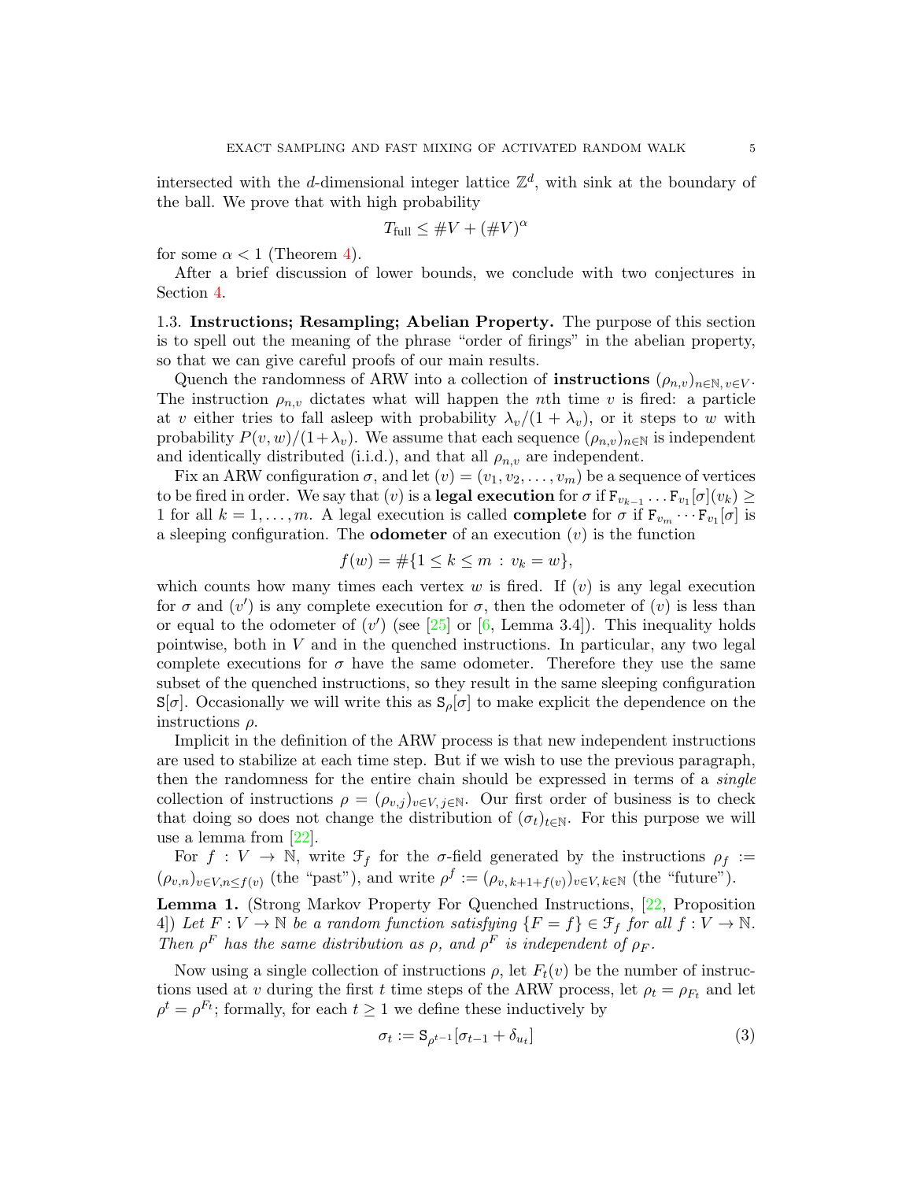intersected with the $d$-dimensional integer lattice $\mathbb{Z}^d$, with sink at the boundary of the ball. We prove that with high probability

$$T_{\text{full}} \leq \#V + (\#V)^{\alpha}$$

for some $\alpha < 1$ (Theorem 4).

After a brief discussion of lower bounds, we conclude with two conjectures in Section 4.

### 1.3. Instructions; Resampling; Abelian Property.

The purpose of this section is to spell out the meaning of the phrase "order of firings" in the abelian property, so that we can give careful proofs of our main results.

Quench the randomness of ARW into a collection of **instructions** $(\rho_{n,v})_{n\in\mathbb{N},\, v\in V}$. The instruction $\rho_{n,v}$ dictates what will happen the $n$th time $v$ is fired: a particle at $v$ either tries to fall asleep with probability $\lambda_v/(1+\lambda_v)$, or it steps to $w$ with probability $P(v,w)/(1+\lambda_v)$. We assume that each sequence $(\rho_{n,v})_{n\in\mathbb{N}}$ is independent and identically distributed (i.i.d.), and that all $\rho_{n,v}$ are independent.

Fix an ARW configuration $\sigma$, and let $(v) = (v_1, v_2, \ldots, v_m)$ be a sequence of vertices to be fired in order. We say that $(v)$ is a **legal execution** for $\sigma$ if $\mathtt{F}_{v_{k-1}} \ldots \mathtt{F}_{v_1}[\sigma](v_k) \geq 1$ for all $k = 1, \ldots, m$. A legal execution is called **complete** for $\sigma$ if $\mathtt{F}_{v_m} \cdots \mathtt{F}_{v_1}[\sigma]$ is a sleeping configuration. The **odometer** of an execution $(v)$ is the function

$$f(w) = \#\{1 \leq k \leq m \,:\, v_k = w\},$$

which counts how many times each vertex $w$ is fired. If $(v)$ is any legal execution for $\sigma$ and $(v')$ is any complete execution for $\sigma$, then the odometer of $(v)$ is less than or equal to the odometer of $(v')$ (see [25] or [6, Lemma 3.4]). This inequality holds pointwise, both in $V$ and in the quenched instructions. In particular, any two legal complete executions for $\sigma$ have the same odometer. Therefore they use the same subset of the quenched instructions, so they result in the same sleeping configuration $\mathtt{S}[\sigma]$. Occasionally we will write this as $\mathtt{S}_\rho[\sigma]$ to make explicit the dependence on the instructions $\rho$.

Implicit in the definition of the ARW process is that new independent instructions are used to stabilize at each time step. But if we wish to use the previous paragraph, then the randomness for the entire chain should be expressed in terms of a *single* collection of instructions $\rho = (\rho_{v,j})_{v\in V,\, j\in\mathbb{N}}$. Our first order of business is to check that doing so does not change the distribution of $(\sigma_t)_{t\in\mathbb{N}}$. For this purpose we will use a lemma from [22].

For $f : V \to \mathbb{N}$, write $\mathcal{F}_f$ for the $\sigma$-field generated by the instructions $\rho_f := (\rho_{v,n})_{v\in V, n\leq f(v)}$ (the "past"), and write $\rho^f := (\rho_{v,\,k+1+f(v)})_{v\in V,\, k\in\mathbb{N}}$ (the "future").

**Lemma 1.** (Strong Markov Property For Quenched Instructions, [22, Proposition 4]) *Let $F : V \to \mathbb{N}$ be a random function satisfying $\{F = f\} \in \mathcal{F}_f$ for all $f : V \to \mathbb{N}$. Then $\rho^F$ has the same distribution as $\rho$, and $\rho^F$ is independent of $\rho_F$.*

Now using a single collection of instructions $\rho$, let $F_t(v)$ be the number of instructions used at $v$ during the first $t$ time steps of the ARW process, let $\rho_t = \rho_{F_t}$ and let $\rho^t = \rho^{F_t}$; formally, for each $t \geq 1$ we define these inductively by

$$\sigma_t := \mathtt{S}_{\rho^{t-1}}[\sigma_{t-1} + \delta_{u_t}] \tag{3}$$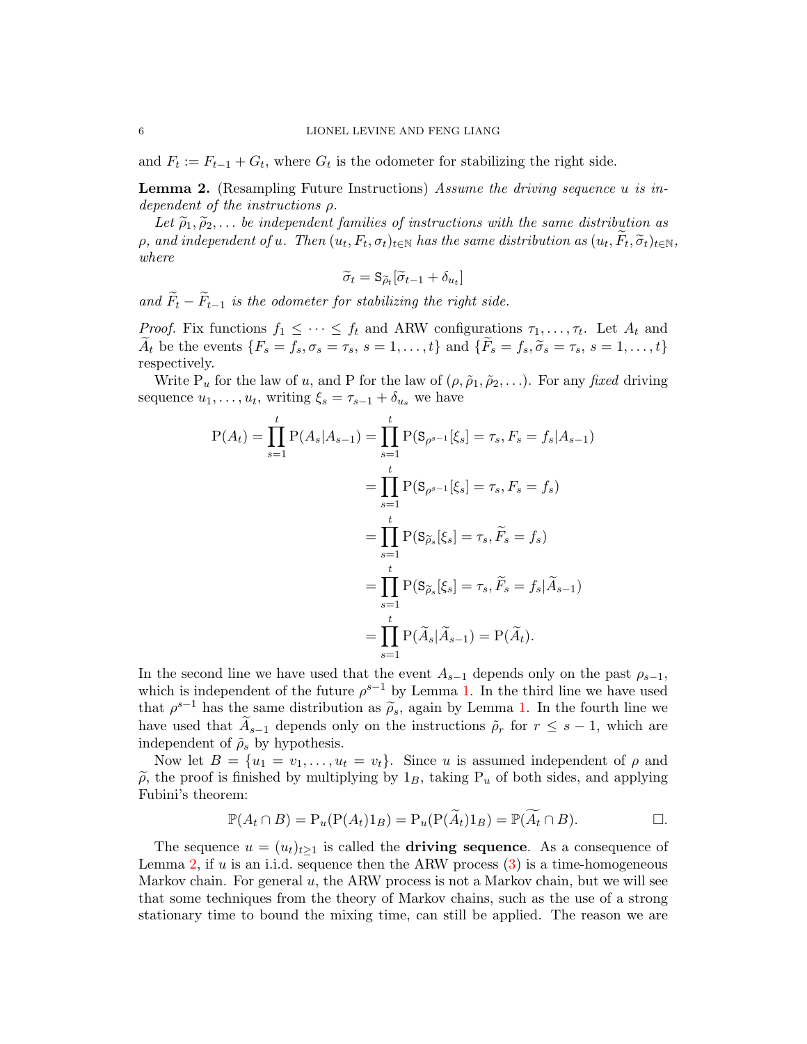and $F_t := F_{t-1} + G_t$, where $G_t$ is the odometer for stabilizing the right side.

**Lemma 2.** (Resampling Future Instructions) *Assume the driving sequence $u$ is independent of the instructions $\rho$.*

*Let $\widetilde{\rho}_1, \widetilde{\rho}_2, \ldots$ be independent families of instructions with the same distribution as $\rho$, and independent of $u$. Then $(u_t, F_t, \sigma_t)_{t\in\mathbb{N}}$ has the same distribution as $(u_t, \widetilde{F}_t, \widetilde{\sigma}_t)_{t\in\mathbb{N}}$, where*

$$\widetilde{\sigma}_t = \mathtt{S}_{\widetilde{\rho}_t}[\widetilde{\sigma}_{t-1} + \delta_{u_t}]$$

*and $\widetilde{F}_t - \widetilde{F}_{t-1}$ is the odometer for stabilizing the right side.*

*Proof.* Fix functions $f_1 \leq \cdots \leq f_t$ and ARW configurations $\tau_1, \ldots, \tau_t$. Let $A_t$ and $\widetilde{A}_t$ be the events $\{F_s = f_s, \sigma_s = \tau_s,\ s = 1, \ldots, t\}$ and $\{\widetilde{F}_s = f_s, \widetilde{\sigma}_s = \tau_s,\ s = 1, \ldots, t\}$ respectively.

Write $\mathrm{P}_u$ for the law of $u$, and $\mathrm{P}$ for the law of $(\rho, \tilde{\rho}_1, \tilde{\rho}_2, \ldots)$. For any *fixed* driving sequence $u_1, \ldots, u_t$, writing $\xi_s = \tau_{s-1} + \delta_{u_s}$ we have

$$\begin{aligned}
\mathrm{P}(A_t) = \prod_{s=1}^{t} \mathrm{P}(A_s | A_{s-1}) &= \prod_{s=1}^{t} \mathrm{P}(\mathtt{S}_{\rho^{s-1}}[\xi_s] = \tau_s, F_s = f_s | A_{s-1}) \\
&= \prod_{s=1}^{t} \mathrm{P}(\mathtt{S}_{\rho^{s-1}}[\xi_s] = \tau_s, F_s = f_s) \\
&= \prod_{s=1}^{t} \mathrm{P}(\mathtt{S}_{\widetilde{\rho}_s}[\xi_s] = \tau_s, \widetilde{F}_s = f_s) \\
&= \prod_{s=1}^{t} \mathrm{P}(\mathtt{S}_{\widetilde{\rho}_s}[\xi_s] = \tau_s, \widetilde{F}_s = f_s | \widetilde{A}_{s-1}) \\
&= \prod_{s=1}^{t} \mathrm{P}(\widetilde{A}_s | \widetilde{A}_{s-1}) = \mathrm{P}(\widetilde{A}_t).
\end{aligned}$$

In the second line we have used that the event $A_{s-1}$ depends only on the past $\rho_{s-1}$, which is independent of the future $\rho^{s-1}$ by Lemma 1. In the third line we have used that $\rho^{s-1}$ has the same distribution as $\widetilde{\rho}_s$, again by Lemma 1. In the fourth line we have used that $\widetilde{A}_{s-1}$ depends only on the instructions $\tilde{\rho}_r$ for $r \leq s-1$, which are independent of $\tilde{\rho}_s$ by hypothesis.

Now let $B = \{u_1 = v_1, \ldots, u_t = v_t\}$. Since $u$ is assumed independent of $\rho$ and $\widetilde{\rho}$, the proof is finished by multiplying by $1_B$, taking $\mathrm{P}_u$ of both sides, and applying Fubini's theorem:

$$\mathbb{P}(A_t \cap B) = \mathrm{P}_u(\mathrm{P}(A_t) 1_B) = \mathrm{P}_u(\mathrm{P}(\widetilde{A}_t) 1_B) = \mathbb{P}(\widetilde{A_t} \cap B). \qquad \square.$$

The sequence $u = (u_t)_{t\geq 1}$ is called the **driving sequence**. As a consequence of Lemma 2, if $u$ is an i.i.d. sequence then the ARW process (3) is a time-homogeneous Markov chain. For general $u$, the ARW process is not a Markov chain, but we will see that some techniques from the theory of Markov chains, such as the use of a strong stationary time to bound the mixing time, can still be applied. The reason we are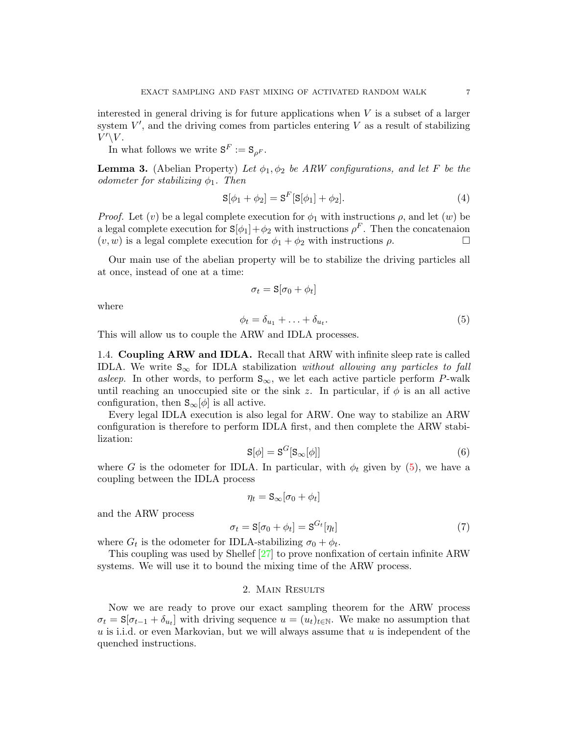interested in general driving is for future applications when $V$ is a subset of a larger system $V'$, and the driving comes from particles entering $V$ as a result of stabilizing $V' \backslash V$.

In what follows we write $\mathtt{S}^F := \mathtt{S}_{\rho^F}$.

**Lemma 3.** (Abelian Property) *Let $\phi_1, \phi_2$ be ARW configurations, and let $F$ be the odometer for stabilizing $\phi_1$. Then*

$$\mathtt{S}[\phi_1 + \phi_2] = \mathtt{S}^F[\mathtt{S}[\phi_1] + \phi_2]. \tag{4}$$

*Proof.* Let $(v)$ be a legal complete execution for $\phi_1$ with instructions $\rho$, and let $(w)$ be a legal complete execution for $\mathtt{S}[\phi_1] + \phi_2$ with instructions $\rho^F$. Then the concatenaion $(v, w)$ is a legal complete execution for $\phi_1 + \phi_2$ with instructions $\rho$. $\square$

Our main use of the abelian property will be to stabilize the driving particles all at once, instead of one at a time:

$$\sigma_t = \mathtt{S}[\sigma_0 + \phi_t]$$

where

$$\phi_t = \delta_{u_1} + \ldots + \delta_{u_t}. \tag{5}$$

This will allow us to couple the ARW and IDLA processes.

### 1.4. Coupling ARW and IDLA.

Recall that ARW with infinite sleep rate is called IDLA. We write $\mathtt{S}_\infty$ for IDLA stabilization *without allowing any particles to fall asleep.* In other words, to perform $\mathtt{S}_\infty$, we let each active particle perform $P$-walk until reaching an unoccupied site or the sink $z$. In particular, if $\phi$ is an all active configuration, then $\mathtt{S}_\infty[\phi]$ is all active.

Every legal IDLA execution is also legal for ARW. One way to stabilize an ARW configuration is therefore to perform IDLA first, and then complete the ARW stabilization:

$$\mathtt{S}[\phi] = \mathtt{S}^G[\mathtt{S}_\infty[\phi]] \tag{6}$$

where $G$ is the odometer for IDLA. In particular, with $\phi_t$ given by (5), we have a coupling between the IDLA process

$$\eta_t = \mathtt{S}_\infty[\sigma_0 + \phi_t]$$

and the ARW process

$$\sigma_t = \mathtt{S}[\sigma_0 + \phi_t] = \mathtt{S}^{G_t}[\eta_t] \tag{7}$$

where $G_t$ is the odometer for IDLA-stabilizing $\sigma_0 + \phi_t$.

This coupling was used by Shellef [27] to prove nonfixation of certain infinite ARW systems. We will use it to bound the mixing time of the ARW process.

## 2. Main Results

Now we are ready to prove our exact sampling theorem for the ARW process $\sigma_t = \mathtt{S}[\sigma_{t-1} + \delta_{u_t}]$ with driving sequence $u = (u_t)_{t \in \mathbb{N}}$. We make no assumption that $u$ is i.i.d. or even Markovian, but we will always assume that $u$ is independent of the quenched instructions.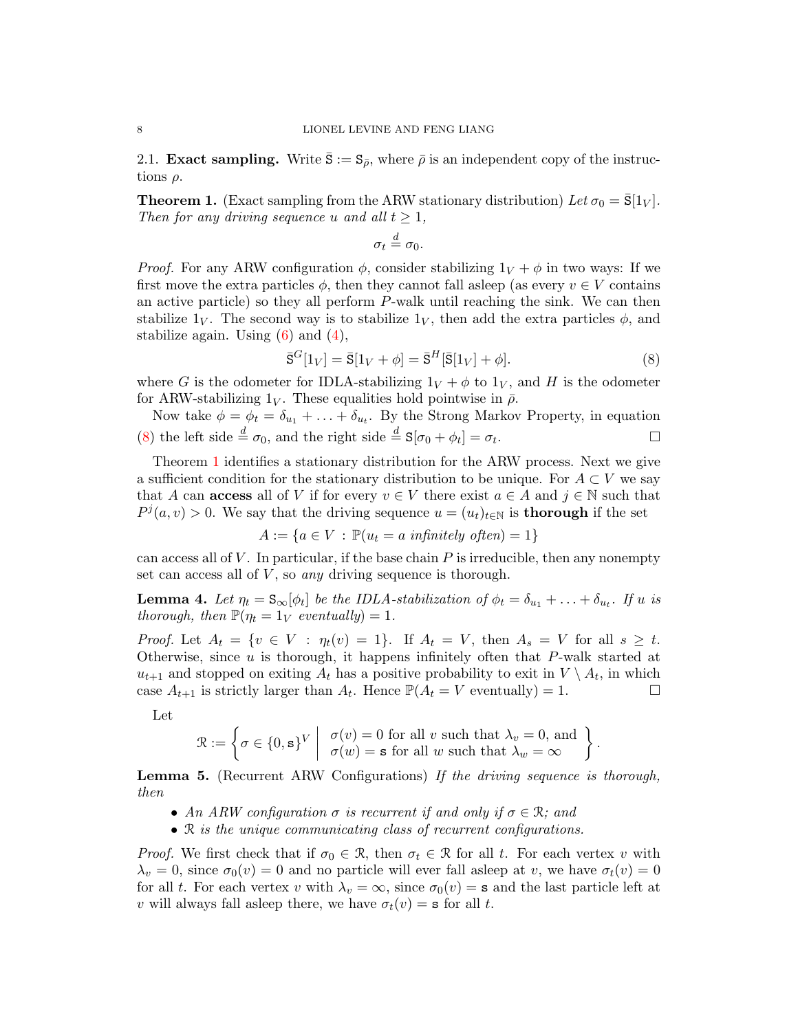2.1. **Exact sampling.** Write $\bar{\mathtt{S}} := \mathtt{S}_{\bar\rho}$, where $\bar\rho$ is an independent copy of the instructions $\rho$.

**Theorem 1.** (Exact sampling from the ARW stationary distribution) *Let $\sigma_0 = \bar{\mathtt{S}}[1_V]$. Then for any driving sequence $u$ and all $t \geq 1$,*

$$\sigma_t \overset{d}{=} \sigma_0.$$

*Proof.* For any ARW configuration $\phi$, consider stabilizing $1_V + \phi$ in two ways: If we first move the extra particles $\phi$, then they cannot fall asleep (as every $v \in V$ contains an active particle) so they all perform $P$-walk until reaching the sink. We can then stabilize $1_V$. The second way is to stabilize $1_V$, then add the extra particles $\phi$, and stabilize again. Using (6) and (4),

$$\bar{\mathtt{S}}^G[1_V] = \bar{\mathtt{S}}[1_V + \phi] = \bar{\mathtt{S}}^H[\bar{\mathtt{S}}[1_V] + \phi]. \tag{8}$$

where $G$ is the odometer for IDLA-stabilizing $1_V + \phi$ to $1_V$, and $H$ is the odometer for ARW-stabilizing $1_V$. These equalities hold pointwise in $\bar\rho$.

Now take $\phi = \phi_t = \delta_{u_1} + \ldots + \delta_{u_t}$. By the Strong Markov Property, in equation (8) the left side $\overset{d}{=} \sigma_0$, and the right side $\overset{d}{=} \mathtt{S}[\sigma_0 + \phi_t] = \sigma_t$. $\square$

Theorem 1 identifies a stationary distribution for the ARW process. Next we give a sufficient condition for the stationary distribution to be unique. For $A \subset V$ we say that $A$ can **access** all of $V$ if for every $v \in V$ there exist $a \in A$ and $j \in \mathbb{N}$ such that $P^j(a, v) > 0$. We say that the driving sequence $u = (u_t)_{t\in\mathbb{N}}$ is **thorough** if the set

$$A := \{a \in V \,:\, \mathbb{P}(u_t = a \textit{ infinitely often}) = 1\}$$

can access all of $V$. In particular, if the base chain $P$ is irreducible, then any nonempty set can access all of $V$, so *any* driving sequence is thorough.

**Lemma 4.** *Let $\eta_t = \mathtt{S}_\infty[\phi_t]$ be the IDLA-stabilization of $\phi_t = \delta_{u_1} + \ldots + \delta_{u_t}$. If $u$ is thorough, then $\mathbb{P}(\eta_t = 1_V$ eventually$) = 1$.*

*Proof.* Let $A_t = \{v \in V \,:\, \eta_t(v) = 1\}$. If $A_t = V$, then $A_s = V$ for all $s \geq t$. Otherwise, since $u$ is thorough, it happens infinitely often that $P$-walk started at $u_{t+1}$ and stopped on exiting $A_t$ has a positive probability to exit in $V \setminus A_t$, in which case $A_{t+1}$ is strictly larger than $A_t$. Hence $\mathbb{P}(A_t = V \text{ eventually}) = 1$. $\square$

Let

$$\mathcal{R} := \left\{ \sigma \in \{0, \mathtt{s}\}^V \;\middle|\; \begin{array}{l} \sigma(v) = 0 \text{ for all } v \text{ such that } \lambda_v = 0, \text{ and} \\ \sigma(w) = \mathtt{s} \text{ for all } w \text{ such that } \lambda_w = \infty \end{array} \right\}.$$

**Lemma 5.** (Recurrent ARW Configurations) *If the driving sequence is thorough, then*

- *An ARW configuration $\sigma$ is recurrent if and only if $\sigma \in \mathcal{R}$; and*
- *$\mathcal{R}$ is the unique communicating class of recurrent configurations.*

*Proof.* We first check that if $\sigma_0 \in \mathcal{R}$, then $\sigma_t \in \mathcal{R}$ for all $t$. For each vertex $v$ with $\lambda_v = 0$, since $\sigma_0(v) = 0$ and no particle will ever fall asleep at $v$, we have $\sigma_t(v) = 0$ for all $t$. For each vertex $v$ with $\lambda_v = \infty$, since $\sigma_0(v) = \mathtt{s}$ and the last particle left at $v$ will always fall asleep there, we have $\sigma_t(v) = \mathtt{s}$ for all $t$.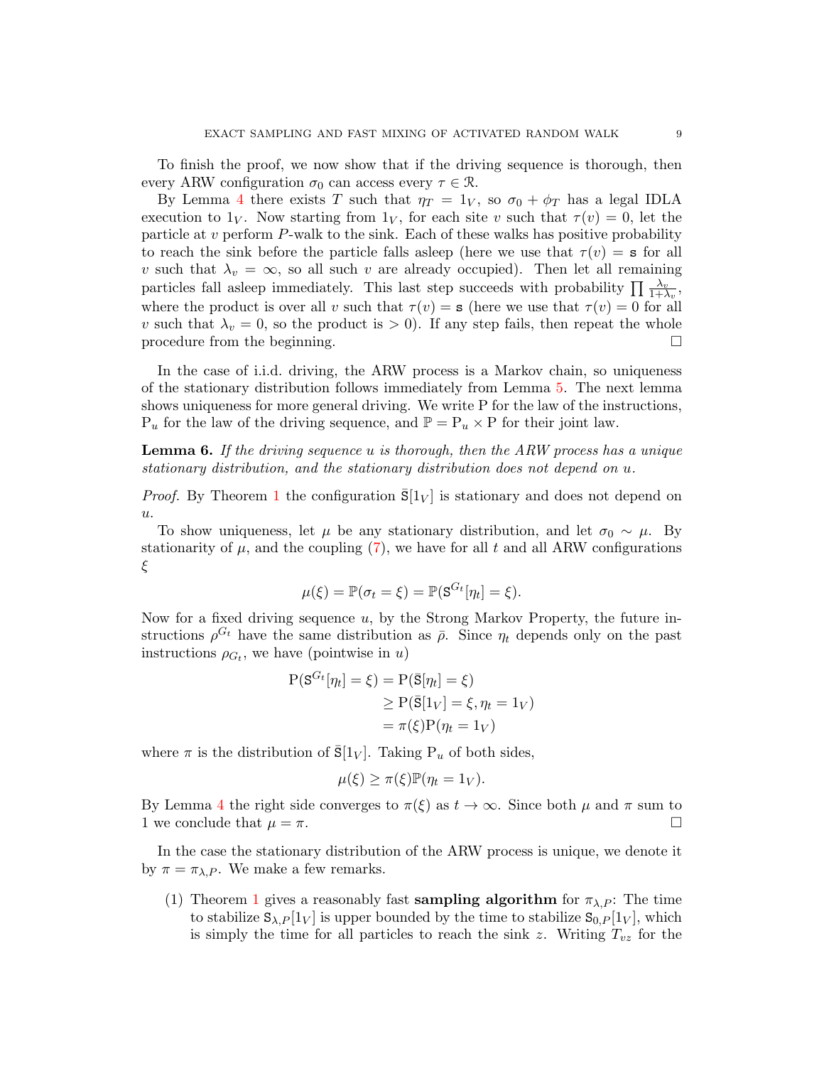To finish the proof, we now show that if the driving sequence is thorough, then every ARW configuration $\sigma_0$ can access every $\tau \in \mathcal{R}$.

By Lemma 4 there exists $T$ such that $\eta_T = 1_V$, so $\sigma_0 + \phi_T$ has a legal IDLA execution to $1_V$. Now starting from $1_V$, for each site $v$ such that $\tau(v) = 0$, let the particle at $v$ perform $P$-walk to the sink. Each of these walks has positive probability to reach the sink before the particle falls asleep (here we use that $\tau(v) = \mathtt{s}$ for all $v$ such that $\lambda_v = \infty$, so all such $v$ are already occupied). Then let all remaining particles fall asleep immediately. This last step succeeds with probability $\prod \frac{\lambda_v}{1+\lambda_v}$, where the product is over all $v$ such that $\tau(v) = \mathtt{s}$ (here we use that $\tau(v) = 0$ for all $v$ such that $\lambda_v = 0$, so the product is $> 0$). If any step fails, then repeat the whole procedure from the beginning. $\square$

In the case of i.i.d. driving, the ARW process is a Markov chain, so uniqueness of the stationary distribution follows immediately from Lemma 5. The next lemma shows uniqueness for more general driving. We write $\mathrm{P}$ for the law of the instructions, $\mathrm{P}_u$ for the law of the driving sequence, and $\mathbb{P} = \mathrm{P}_u \times \mathrm{P}$ for their joint law.

**Lemma 6.** *If the driving sequence $u$ is thorough, then the ARW process has a unique stationary distribution, and the stationary distribution does not depend on $u$.*

*Proof.* By Theorem 1 the configuration $\bar{\mathtt{S}}[1_V]$ is stationary and does not depend on $u$.

To show uniqueness, let $\mu$ be any stationary distribution, and let $\sigma_0 \sim \mu$. By stationarity of $\mu$, and the coupling (7), we have for all $t$ and all ARW configurations $\xi$

$$\mu(\xi) = \mathbb{P}(\sigma_t = \xi) = \mathbb{P}(\mathtt{S}^{G_t}[\eta_t] = \xi).$$

Now for a fixed driving sequence $u$, by the Strong Markov Property, the future instructions $\rho^{G_t}$ have the same distribution as $\bar{\rho}$. Since $\eta_t$ depends only on the past instructions $\rho_{G_t}$, we have (pointwise in $u$)

$$\begin{aligned}
\mathrm{P}(\mathtt{S}^{G_t}[\eta_t] = \xi) &= \mathrm{P}(\bar{\mathtt{S}}[\eta_t] = \xi) \\
&\geq \mathrm{P}(\bar{\mathtt{S}}[1_V] = \xi, \eta_t = 1_V) \\
&= \pi(\xi)\mathrm{P}(\eta_t = 1_V)
\end{aligned}$$

where $\pi$ is the distribution of $\bar{\mathtt{S}}[1_V]$. Taking $\mathrm{P}_u$ of both sides,

$$\mu(\xi) \geq \pi(\xi)\mathbb{P}(\eta_t = 1_V).$$

By Lemma 4 the right side converges to $\pi(\xi)$ as $t \to \infty$. Since both $\mu$ and $\pi$ sum to 1 we conclude that $\mu = \pi$. $\square$

In the case the stationary distribution of the ARW process is unique, we denote it by $\pi = \pi_{\lambda,P}$. We make a few remarks.

(1) Theorem 1 gives a reasonably fast **sampling algorithm** for $\pi_{\lambda,P}$: The time to stabilize $\mathtt{S}_{\lambda,P}[1_V]$ is upper bounded by the time to stabilize $\mathtt{S}_{0,P}[1_V]$, which is simply the time for all particles to reach the sink $z$. Writing $T_{vz}$ for the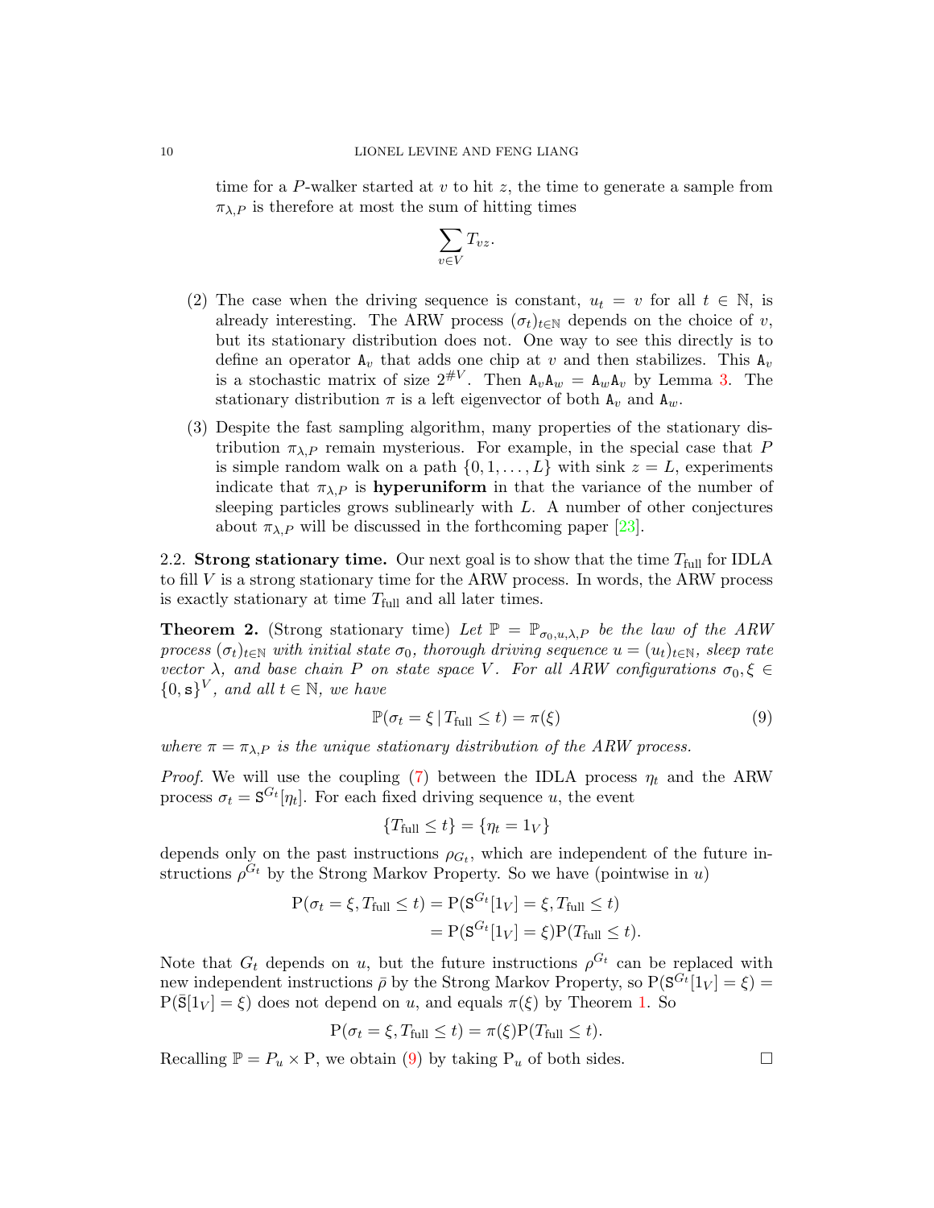time for a $P$-walker started at $v$ to hit $z$, the time to generate a sample from $\pi_{\lambda,P}$ is therefore at most the sum of hitting times

$$\sum_{v \in V} T_{vz}.$$

(2) The case when the driving sequence is constant, $u_t = v$ for all $t \in \mathbb{N}$, is already interesting. The ARW process $(\sigma_t)_{t\in\mathbb{N}}$ depends on the choice of $v$, but its stationary distribution does not. One way to see this directly is to define an operator $\mathtt{A}_v$ that adds one chip at $v$ and then stabilizes. This $\mathtt{A}_v$ is a stochastic matrix of size $2^{\#V}$. Then $\mathtt{A}_v\mathtt{A}_w = \mathtt{A}_w\mathtt{A}_v$ by Lemma 3. The stationary distribution $\pi$ is a left eigenvector of both $\mathtt{A}_v$ and $\mathtt{A}_w$.

(3) Despite the fast sampling algorithm, many properties of the stationary distribution $\pi_{\lambda,P}$ remain mysterious. For example, in the special case that $P$ is simple random walk on a path $\{0, 1, \ldots, L\}$ with sink $z = L$, experiments indicate that $\pi_{\lambda,P}$ is **hyperuniform** in that the variance of the number of sleeping particles grows sublinearly with $L$. A number of other conjectures about $\pi_{\lambda,P}$ will be discussed in the forthcoming paper [23].

## 2.2. Strong stationary time.

Our next goal is to show that the time $T_{\text{full}}$ for IDLA to fill $V$ is a strong stationary time for the ARW process. In words, the ARW process is exactly stationary at time $T_{\text{full}}$ and all later times.

**Theorem 2.** (Strong stationary time) *Let $\mathbb{P} = \mathbb{P}_{\sigma_0,u,\lambda,P}$ be the law of the ARW process $(\sigma_t)_{t\in\mathbb{N}}$ with initial state $\sigma_0$, thorough driving sequence $u = (u_t)_{t\in\mathbb{N}}$, sleep rate vector $\lambda$, and base chain $P$ on state space $V$. For all ARW configurations $\sigma_0, \xi \in \{0, \mathtt{s}\}^V$, and all $t \in \mathbb{N}$, we have*

$$\mathbb{P}(\sigma_t = \xi \,|\, T_{\text{full}} \le t) = \pi(\xi) \tag{9}$$

*where $\pi = \pi_{\lambda,P}$ is the unique stationary distribution of the ARW process.*

*Proof.* We will use the coupling (7) between the IDLA process $\eta_t$ and the ARW process $\sigma_t = \mathtt{S}^{G_t}[\eta_t]$. For each fixed driving sequence $u$, the event

$$\{T_{\text{full}} \le t\} = \{\eta_t = 1_V\}$$

depends only on the past instructions $\rho_{G_t}$, which are independent of the future instructions $\rho^{G_t}$ by the Strong Markov Property. So we have (pointwise in $u$)

$$\begin{aligned} \mathrm{P}(\sigma_t = \xi, T_{\text{full}} \le t) &= \mathrm{P}(\mathtt{S}^{G_t}[1_V] = \xi, T_{\text{full}} \le t) \\ &= \mathrm{P}(\mathtt{S}^{G_t}[1_V] = \xi)\mathrm{P}(T_{\text{full}} \le t). \end{aligned}$$

Note that $G_t$ depends on $u$, but the future instructions $\rho^{G_t}$ can be replaced with new independent instructions $\bar{\rho}$ by the Strong Markov Property, so $\mathrm{P}(\mathtt{S}^{G_t}[1_V] = \xi) = \mathrm{P}(\bar{\mathtt{S}}[1_V] = \xi)$ does not depend on $u$, and equals $\pi(\xi)$ by Theorem 1. So

$$\mathrm{P}(\sigma_t = \xi, T_{\text{full}} \le t) = \pi(\xi)\mathrm{P}(T_{\text{full}} \le t).$$

Recalling $\mathbb{P} = P_u \times \mathrm{P}$, we obtain (9) by taking $\mathrm{P}_u$ of both sides. $\square$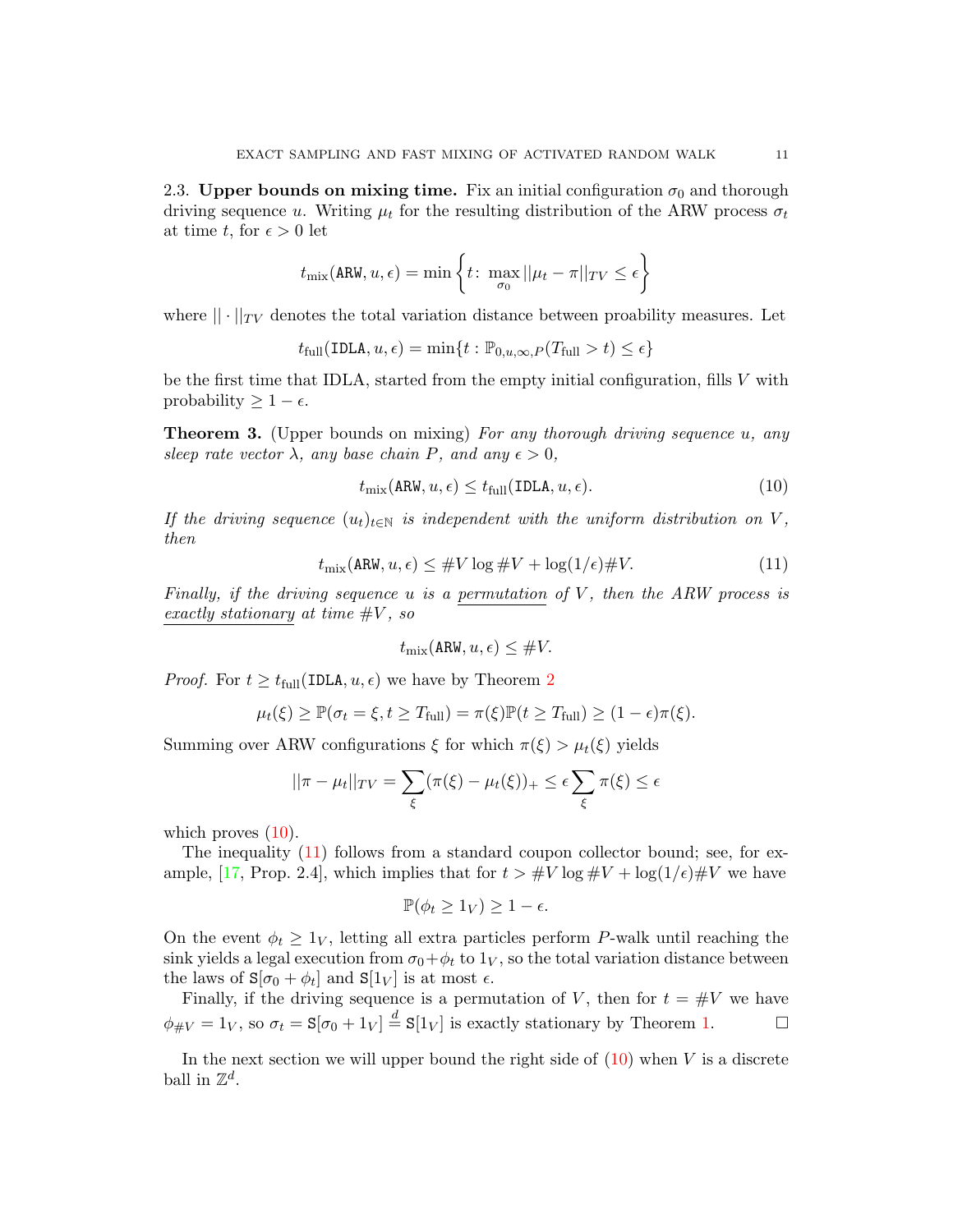**2.3. Upper bounds on mixing time.** Fix an initial configuration $\sigma_0$ and thorough driving sequence $u$. Writing $\mu_t$ for the resulting distribution of the ARW process $\sigma_t$ at time $t$, for $\epsilon > 0$ let

$$t_{\mathrm{mix}}(\mathtt{ARW}, u, \epsilon) = \min \left\{ t \colon \max_{\sigma_0} ||\mu_t - \pi||_{TV} \leq \epsilon \right\}$$

where $|| \cdot ||_{TV}$ denotes the total variation distance between proability measures. Let

$$t_{\mathrm{full}}(\mathtt{IDLA}, u, \epsilon) = \min\{t : \mathbb{P}_{0,u,\infty,P}(T_{\mathrm{full}} > t) \leq \epsilon\}$$

be the first time that IDLA, started from the empty initial configuration, fills $V$ with probability $\geq 1 - \epsilon$.

**Theorem 3.** (Upper bounds on mixing) *For any thorough driving sequence $u$, any sleep rate vector $\lambda$, any base chain $P$, and any $\epsilon > 0$,*

$$t_{\mathrm{mix}}(\mathtt{ARW}, u, \epsilon) \leq t_{\mathrm{full}}(\mathtt{IDLA}, u, \epsilon). \tag{10}$$

*If the driving sequence $(u_t)_{t \in \mathbb{N}}$ is independent with the uniform distribution on $V$, then*

$$t_{\mathrm{mix}}(\mathtt{ARW}, u, \epsilon) \leq \#V \log \#V + \log(1/\epsilon) \#V. \tag{11}$$

*Finally, if the driving sequence $u$ is a permutation of $V$, then the ARW process is exactly stationary at time $\#V$, so*

$$t_{\mathrm{mix}}(\mathtt{ARW}, u, \epsilon) \leq \#V.$$

*Proof.* For $t \geq t_{\mathrm{full}}(\mathtt{IDLA}, u, \epsilon)$ we have by Theorem 2

$$\mu_t(\xi) \geq \mathbb{P}(\sigma_t = \xi, t \geq T_{\mathrm{full}}) = \pi(\xi) \mathbb{P}(t \geq T_{\mathrm{full}}) \geq (1 - \epsilon) \pi(\xi).$$

Summing over ARW configurations $\xi$ for which $\pi(\xi) > \mu_t(\xi)$ yields

$$||\pi - \mu_t||_{TV} = \sum_{\xi} (\pi(\xi) - \mu_t(\xi))_+ \leq \epsilon \sum_{\xi} \pi(\xi) \leq \epsilon$$

which proves (10).

The inequality (11) follows from a standard coupon collector bound; see, for example, [17, Prop. 2.4], which implies that for $t > \#V \log \#V + \log(1/\epsilon) \#V$ we have

$$\mathbb{P}(\phi_t \geq 1_V) \geq 1 - \epsilon.$$

On the event $\phi_t \geq 1_V$, letting all extra particles perform $P$-walk until reaching the sink yields a legal execution from $\sigma_0 + \phi_t$ to $1_V$, so the total variation distance between the laws of $\mathtt{S}[\sigma_0 + \phi_t]$ and $\mathtt{S}[1_V]$ is at most $\epsilon$.

Finally, if the driving sequence is a permutation of $V$, then for $t = \#V$ we have $\phi_{\#V} = 1_V$, so $\sigma_t = \mathtt{S}[\sigma_0 + 1_V] \overset{d}{=} \mathtt{S}[1_V]$ is exactly stationary by Theorem 1. $\square$

In the next section we will upper bound the right side of (10) when $V$ is a discrete ball in $\mathbb{Z}^d$.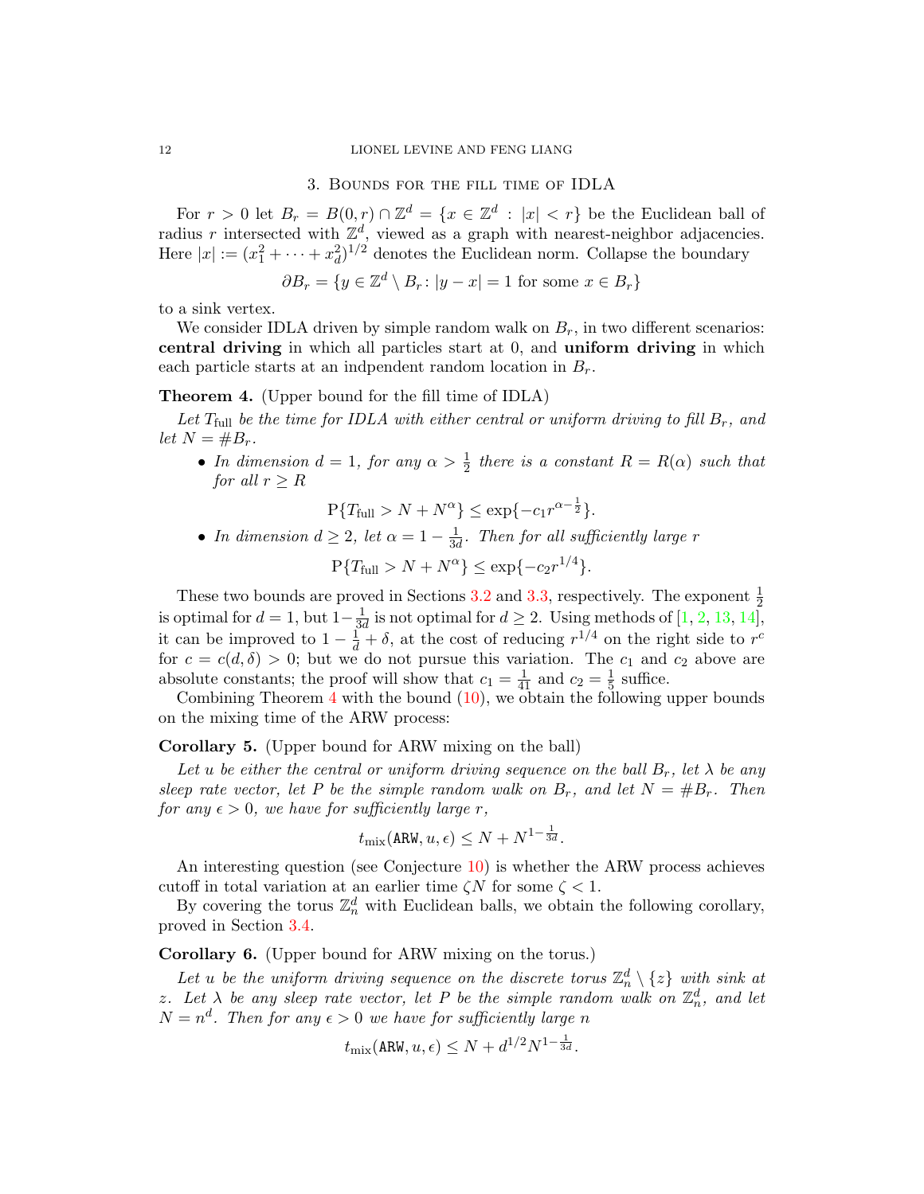## 3. Bounds for the fill time of IDLA

For $r > 0$ let $B_r = B(0, r) \cap \mathbb{Z}^d = \{x \in \mathbb{Z}^d : |x| < r\}$ be the Euclidean ball of radius $r$ intersected with $\mathbb{Z}^d$, viewed as a graph with nearest-neighbor adjacencies. Here $|x| := (x_1^2 + \cdots + x_d^2)^{1/2}$ denotes the Euclidean norm. Collapse the boundary

$$\partial B_r = \{y \in \mathbb{Z}^d \setminus B_r : |y - x| = 1 \text{ for some } x \in B_r\}$$

to a sink vertex.

We consider IDLA driven by simple random walk on $B_r$, in two different scenarios: **central driving** in which all particles start at 0, and **uniform driving** in which each particle starts at an indpendent random location in $B_r$.

**Theorem 4.** (Upper bound for the fill time of IDLA)

*Let $T_{\text{full}}$ be the time for IDLA with either central or uniform driving to fill $B_r$, and let $N = \#B_r$.*

- *In dimension $d = 1$, for any $\alpha > \frac{1}{2}$ there is a constant $R = R(\alpha)$ such that for all $r \geq R$*

$$\mathrm{P}\{T_{\text{full}} > N + N^\alpha\} \leq \exp\{-c_1 r^{\alpha - \frac{1}{2}}\}.$$

- *In dimension $d \geq 2$, let $\alpha = 1 - \frac{1}{3d}$. Then for all sufficiently large $r$*

$$\mathrm{P}\{T_{\text{full}} > N + N^\alpha\} \leq \exp\{-c_2 r^{1/4}\}.$$

These two bounds are proved in Sections 3.2 and 3.3, respectively. The exponent $\frac{1}{2}$ is optimal for $d = 1$, but $1 - \frac{1}{3d}$ is not optimal for $d \geq 2$. Using methods of [1, 2, 13, 14], it can be improved to $1 - \frac{1}{d} + \delta$, at the cost of reducing $r^{1/4}$ on the right side to $r^c$ for $c = c(d, \delta) > 0$; but we do not pursue this variation. The $c_1$ and $c_2$ above are absolute constants; the proof will show that $c_1 = \frac{1}{41}$ and $c_2 = \frac{1}{5}$ suffice.

Combining Theorem 4 with the bound (10), we obtain the following upper bounds on the mixing time of the ARW process:

**Corollary 5.** (Upper bound for ARW mixing on the ball)

*Let $u$ be either the central or uniform driving sequence on the ball $B_r$, let $\lambda$ be any sleep rate vector, let $P$ be the simple random walk on $B_r$, and let $N = \#B_r$. Then for any $\epsilon > 0$, we have for sufficiently large $r$,*

$$t_{\text{mix}}(\texttt{ARW}, u, \epsilon) \leq N + N^{1 - \frac{1}{3d}}.$$

An interesting question (see Conjecture 10) is whether the ARW process achieves cutoff in total variation at an earlier time $\zeta N$ for some $\zeta < 1$.

By covering the torus $\mathbb{Z}_n^d$ with Euclidean balls, we obtain the following corollary, proved in Section 3.4.

**Corollary 6.** (Upper bound for ARW mixing on the torus.)

*Let $u$ be the uniform driving sequence on the discrete torus $\mathbb{Z}_n^d \setminus \{z\}$ with sink at $z$. Let $\lambda$ be any sleep rate vector, let $P$ be the simple random walk on $\mathbb{Z}_n^d$, and let $N = n^d$. Then for any $\epsilon > 0$ we have for sufficiently large $n$*

$$t_{\text{mix}}(\texttt{ARW}, u, \epsilon) \leq N + d^{1/2} N^{1 - \frac{1}{3d}}.$$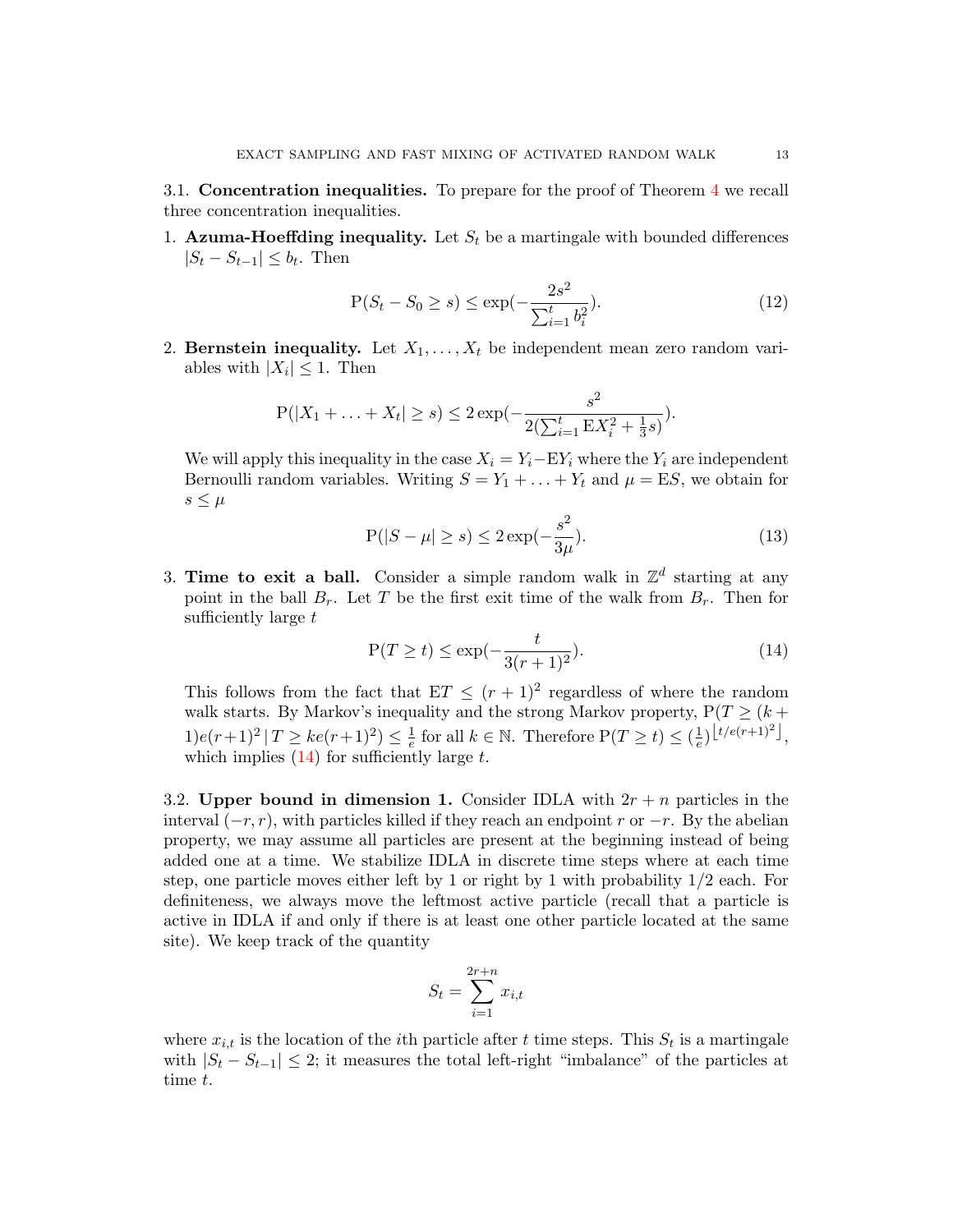3.1. **Concentration inequalities.** To prepare for the proof of Theorem 4 we recall three concentration inequalities.

1. **Azuma-Hoeffding inequality.** Let $S_t$ be a martingale with bounded differences $|S_t - S_{t-1}| \leq b_t$. Then

$$\mathrm{P}(S_t - S_0 \geq s) \leq \exp(-\frac{2s^2}{\sum_{i=1}^t b_i^2}). \tag{12}$$

2. **Bernstein inequality.** Let $X_1, \ldots, X_t$ be independent mean zero random variables with $|X_i| \leq 1$. Then

$$\mathrm{P}(|X_1 + \ldots + X_t| \geq s) \leq 2\exp(-\frac{s^2}{2(\sum_{i=1}^t \mathrm{E}X_i^2 + \frac{1}{3}s)}).$$

   We will apply this inequality in the case $X_i = Y_i - \mathrm{E}Y_i$ where the $Y_i$ are independent Bernoulli random variables. Writing $S = Y_1 + \ldots + Y_t$ and $\mu = \mathrm{E}S$, we obtain for $s \leq \mu$

$$\mathrm{P}(|S - \mu| \geq s) \leq 2\exp(-\frac{s^2}{3\mu}). \tag{13}$$

3. **Time to exit a ball.** Consider a simple random walk in $\mathbb{Z}^d$ starting at any point in the ball $B_r$. Let $T$ be the first exit time of the walk from $B_r$. Then for sufficiently large $t$

$$\mathrm{P}(T \geq t) \leq \exp(-\frac{t}{3(r+1)^2}). \tag{14}$$

   This follows from the fact that $\mathrm{E}T \leq (r+1)^2$ regardless of where the random walk starts. By Markov's inequality and the strong Markov property, $\mathrm{P}(T \geq (k+1)e(r+1)^2 \,|\, T \geq ke(r+1)^2) \leq \frac{1}{e}$ for all $k \in \mathbb{N}$. Therefore $\mathrm{P}(T \geq t) \leq (\frac{1}{e})^{\lfloor t/e(r+1)^2 \rfloor}$, which implies (14) for sufficiently large $t$.

3.2. **Upper bound in dimension 1.** Consider IDLA with $2r + n$ particles in the interval $(-r, r)$, with particles killed if they reach an endpoint $r$ or $-r$. By the abelian property, we may assume all particles are present at the beginning instead of being added one at a time. We stabilize IDLA in discrete time steps where at each time step, one particle moves either left by 1 or right by 1 with probability $1/2$ each. For definiteness, we always move the leftmost active particle (recall that a particle is active in IDLA if and only if there is at least one other particle located at the same site). We keep track of the quantity

$$S_t = \sum_{i=1}^{2r+n} x_{i,t}$$

where $x_{i,t}$ is the location of the $i$th particle after $t$ time steps. This $S_t$ is a martingale with $|S_t - S_{t-1}| \leq 2$; it measures the total left-right "imbalance" of the particles at time $t$.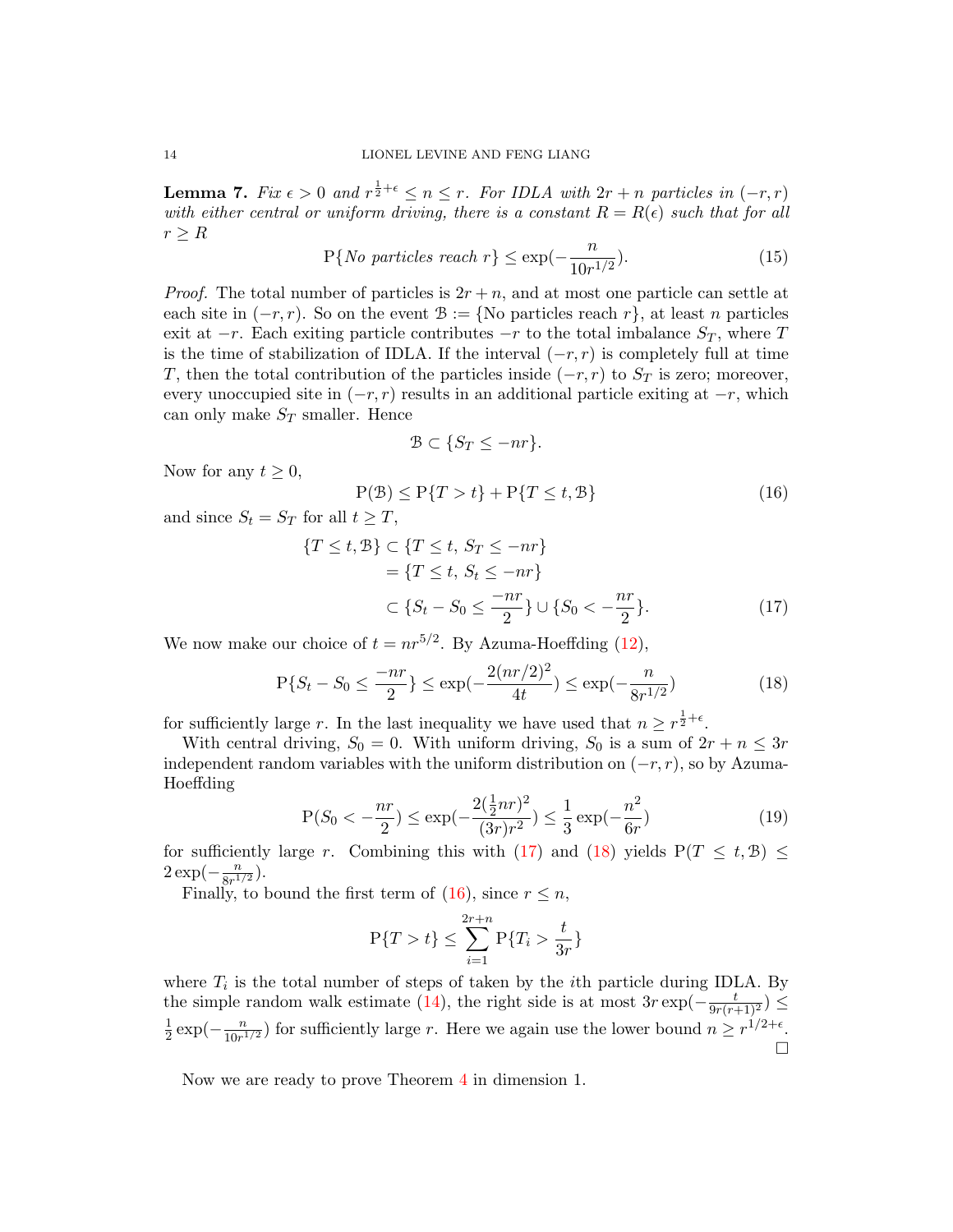**Lemma 7.** *Fix $\epsilon > 0$ and $r^{\frac{1}{2}+\epsilon} \le n \le r$. For IDLA with $2r+n$ particles in $(-r,r)$ with either central or uniform driving, there is a constant $R = R(\epsilon)$ such that for all $r \ge R$*

$$\mathrm{P}\{\textit{No particles reach } r\} \le \exp(-\frac{n}{10r^{1/2}}). \tag{15}$$

*Proof.* The total number of particles is $2r+n$, and at most one particle can settle at each site in $(-r,r)$. So on the event $\mathcal{B} := \{\text{No particles reach } r\}$, at least $n$ particles exit at $-r$. Each exiting particle contributes $-r$ to the total imbalance $S_T$, where $T$ is the time of stabilization of IDLA. If the interval $(-r,r)$ is completely full at time $T$, then the total contribution of the particles inside $(-r,r)$ to $S_T$ is zero; moreover, every unoccupied site in $(-r,r)$ results in an additional particle exiting at $-r$, which can only make $S_T$ smaller. Hence

$$\mathcal{B} \subset \{S_T \le -nr\}.$$

Now for any $t \ge 0$,

$$\mathrm{P}(\mathcal{B}) \le \mathrm{P}\{T > t\} + \mathrm{P}\{T \le t, \mathcal{B}\} \tag{16}$$

and since $S_t = S_T$ for all $t \ge T$,

$$\begin{aligned}
\{T \le t, \mathcal{B}\} &\subset \{T \le t,\, S_T \le -nr\} \\
&= \{T \le t,\, S_t \le -nr\} \\
&\subset \{S_t - S_0 \le \frac{-nr}{2}\} \cup \{S_0 < -\frac{nr}{2}\}.
\end{aligned} \tag{17}$$

We now make our choice of $t = nr^{5/2}$. By Azuma-Hoeffding (12),

$$\mathrm{P}\{S_t - S_0 \le \frac{-nr}{2}\} \le \exp(-\frac{2(nr/2)^2}{4t}) \le \exp(-\frac{n}{8r^{1/2}}) \tag{18}$$

for sufficiently large $r$. In the last inequality we have used that $n \ge r^{\frac{1}{2}+\epsilon}$.

With central driving, $S_0 = 0$. With uniform driving, $S_0$ is a sum of $2r+n \le 3r$ independent random variables with the uniform distribution on $(-r,r)$, so by Azuma-Hoeffding

$$\mathrm{P}(S_0 < -\frac{nr}{2}) \le \exp(-\frac{2(\frac{1}{2}nr)^2}{(3r)r^2}) \le \frac{1}{3}\exp(-\frac{n^2}{6r}) \tag{19}$$

for sufficiently large $r$. Combining this with (17) and (18) yields $\mathrm{P}(T \le t, \mathcal{B}) \le 2\exp(-\frac{n}{8r^{1/2}})$.

Finally, to bound the first term of (16), since $r \le n$,

$$\mathrm{P}\{T > t\} \le \sum_{i=1}^{2r+n} \mathrm{P}\{T_i > \frac{t}{3r}\}$$

where $T_i$ is the total number of steps of taken by the $i$th particle during IDLA. By the simple random walk estimate (14), the right side is at most $3r\exp(-\frac{t}{9r(r+1)^2}) \le \frac{1}{2}\exp(-\frac{n}{10r^{1/2}})$ for sufficiently large $r$. Here we again use the lower bound $n \ge r^{1/2+\epsilon}$. $\square$

Now we are ready to prove Theorem 4 in dimension 1.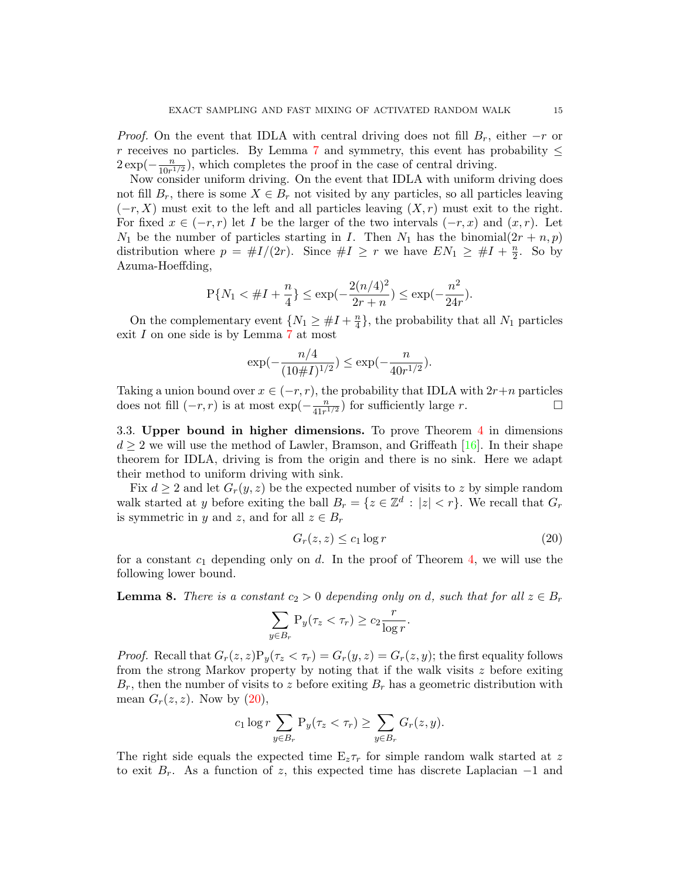*Proof.* On the event that IDLA with central driving does not fill $B_r$, either $-r$ or $r$ receives no particles. By Lemma 7 and symmetry, this event has probability $\leq 2\exp(-\frac{n}{10r^{1/2}})$, which completes the proof in the case of central driving.

Now consider uniform driving. On the event that IDLA with uniform driving does not fill $B_r$, there is some $X \in B_r$ not visited by any particles, so all particles leaving $(-r, X)$ must exit to the left and all particles leaving $(X, r)$ must exit to the right. For fixed $x \in (-r, r)$ let $I$ be the larger of the two intervals $(-r, x)$ and $(x, r)$. Let $N_1$ be the number of particles starting in $I$. Then $N_1$ has the binomial$(2r+n, p)$ distribution where $p = \#I/(2r)$. Since $\#I \geq r$ we have $EN_1 \geq \#I + \frac{n}{2}$. So by Azuma-Hoeffding,

$$\mathrm{P}\{N_1 < \#I + \frac{n}{4}\} \leq \exp(-\frac{2(n/4)^2}{2r+n}) \leq \exp(-\frac{n^2}{24r}).$$

On the complementary event $\{N_1 \geq \#I + \frac{n}{4}\}$, the probability that all $N_1$ particles exit $I$ on one side is by Lemma 7 at most

$$\exp(-\frac{n/4}{(10\#I)^{1/2}}) \leq \exp(-\frac{n}{40r^{1/2}}).$$

Taking a union bound over $x \in (-r, r)$, the probability that IDLA with $2r+n$ particles does not fill $(-r, r)$ is at most $\exp(-\frac{n}{41r^{1/2}})$ for sufficiently large $r$. $\square$

3.3. **Upper bound in higher dimensions.** To prove Theorem 4 in dimensions $d \geq 2$ we will use the method of Lawler, Bramson, and Griffeath [16]. In their shape theorem for IDLA, driving is from the origin and there is no sink. Here we adapt their method to uniform driving with sink.

Fix $d \geq 2$ and let $G_r(y, z)$ be the expected number of visits to $z$ by simple random walk started at $y$ before exiting the ball $B_r = \{z \in \mathbb{Z}^d : |z| < r\}$. We recall that $G_r$ is symmetric in $y$ and $z$, and for all $z \in B_r$

$$G_r(z, z) \leq c_1 \log r \tag{20}$$

for a constant $c_1$ depending only on $d$. In the proof of Theorem 4, we will use the following lower bound.

**Lemma 8.** *There is a constant $c_2 > 0$ depending only on $d$, such that for all $z \in B_r$*

$$\sum_{y \in B_r} \mathrm{P}_y(\tau_z < \tau_r) \geq c_2 \frac{r}{\log r}.$$

*Proof.* Recall that $G_r(z, z)\mathrm{P}_y(\tau_z < \tau_r) = G_r(y, z) = G_r(z, y)$; the first equality follows from the strong Markov property by noting that if the walk visits $z$ before exiting $B_r$, then the number of visits to $z$ before exiting $B_r$ has a geometric distribution with mean $G_r(z, z)$. Now by (20),

$$c_1 \log r \sum_{y \in B_r} \mathrm{P}_y(\tau_z < \tau_r) \geq \sum_{y \in B_r} G_r(z, y).$$

The right side equals the expected time $\mathrm{E}_z \tau_r$ for simple random walk started at $z$ to exit $B_r$. As a function of $z$, this expected time has discrete Laplacian $-1$ and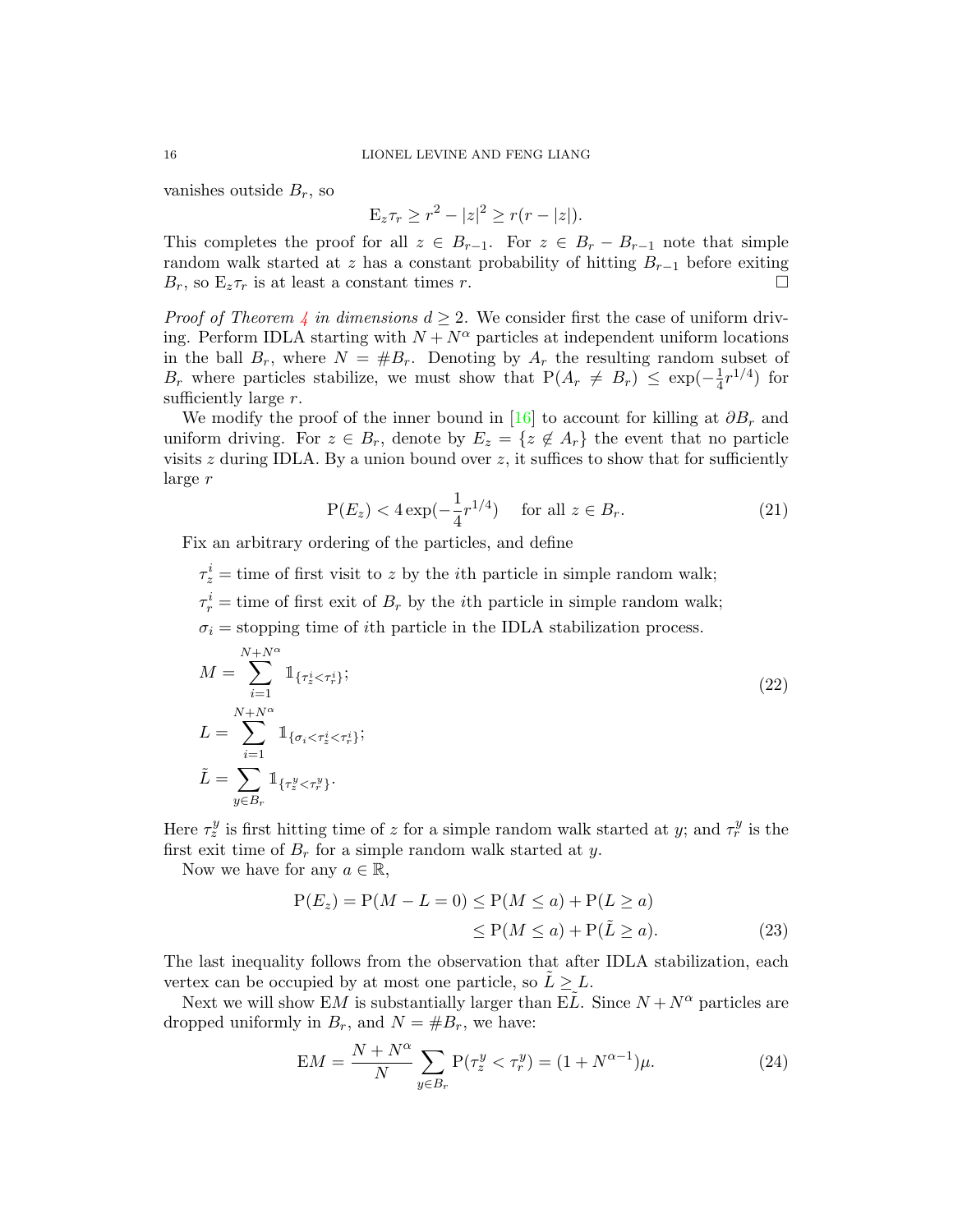vanishes outside $B_r$, so

$$\mathrm{E}_z \tau_r \geq r^2 - |z|^2 \geq r(r - |z|).$$

This completes the proof for all $z \in B_{r-1}$. For $z \in B_r - B_{r-1}$ note that simple random walk started at $z$ has a constant probability of hitting $B_{r-1}$ before exiting $B_r$, so $\mathrm{E}_z \tau_r$ is at least a constant times $r$. □

*Proof of Theorem 4 in dimensions $d \geq 2$.* We consider first the case of uniform driving. Perform IDLA starting with $N + N^\alpha$ particles at independent uniform locations in the ball $B_r$, where $N = \#B_r$. Denoting by $A_r$ the resulting random subset of $B_r$ where particles stabilize, we must show that $\mathrm{P}(A_r \neq B_r) \leq \exp(-\frac{1}{4} r^{1/4})$ for sufficiently large $r$.

We modify the proof of the inner bound in [16] to account for killing at $\partial B_r$ and uniform driving. For $z \in B_r$, denote by $E_z = \{z \notin A_r\}$ the event that no particle visits $z$ during IDLA. By a union bound over $z$, it suffices to show that for sufficiently large $r$

$$\mathrm{P}(E_z) < 4 \exp(-\frac{1}{4} r^{1/4}) \quad \text{ for all } z \in B_r. \tag{21}$$

Fix an arbitrary ordering of the particles, and define

$\tau_z^i$ = time of first visit to $z$ by the $i$th particle in simple random walk;

$\tau_r^i$ = time of first exit of $B_r$ by the $i$th particle in simple random walk;

$\sigma_i$ = stopping time of $i$th particle in the IDLA stabilization process.

$$
\begin{aligned}
M &= \sum_{i=1}^{N+N^\alpha} \mathbb{1}_{\{\tau_z^i < \tau_r^i\}}; \\
L &= \sum_{i=1}^{N+N^\alpha} \mathbb{1}_{\{\sigma_i < \tau_z^i < \tau_r^i\}}; \\
\tilde{L} &= \sum_{y \in B_r} \mathbb{1}_{\{\tau_z^y < \tau_r^y\}}.
\end{aligned} \tag{22}
$$

Here $\tau_z^y$ is first hitting time of $z$ for a simple random walk started at $y$; and $\tau_r^y$ is the first exit time of $B_r$ for a simple random walk started at $y$.

Now we have for any $a \in \mathbb{R}$,

$$
\begin{aligned}
\mathrm{P}(E_z) = \mathrm{P}(M - L = 0) &\leq \mathrm{P}(M \leq a) + \mathrm{P}(L \geq a) \\
&\leq \mathrm{P}(M \leq a) + \mathrm{P}(\tilde{L} \geq a).
\end{aligned} \tag{23}
$$

The last inequality follows from the observation that after IDLA stabilization, each vertex can be occupied by at most one particle, so $\tilde{L} \geq L$.

Next we will show $\mathrm{E}M$ is substantially larger than $\mathrm{E}\tilde{L}$. Since $N + N^\alpha$ particles are dropped uniformly in $B_r$, and $N = \#B_r$, we have:

$$\mathrm{E}M = \frac{N + N^\alpha}{N} \sum_{y \in B_r} \mathrm{P}(\tau_z^y < \tau_r^y) = (1 + N^{\alpha - 1})\mu. \tag{24}$$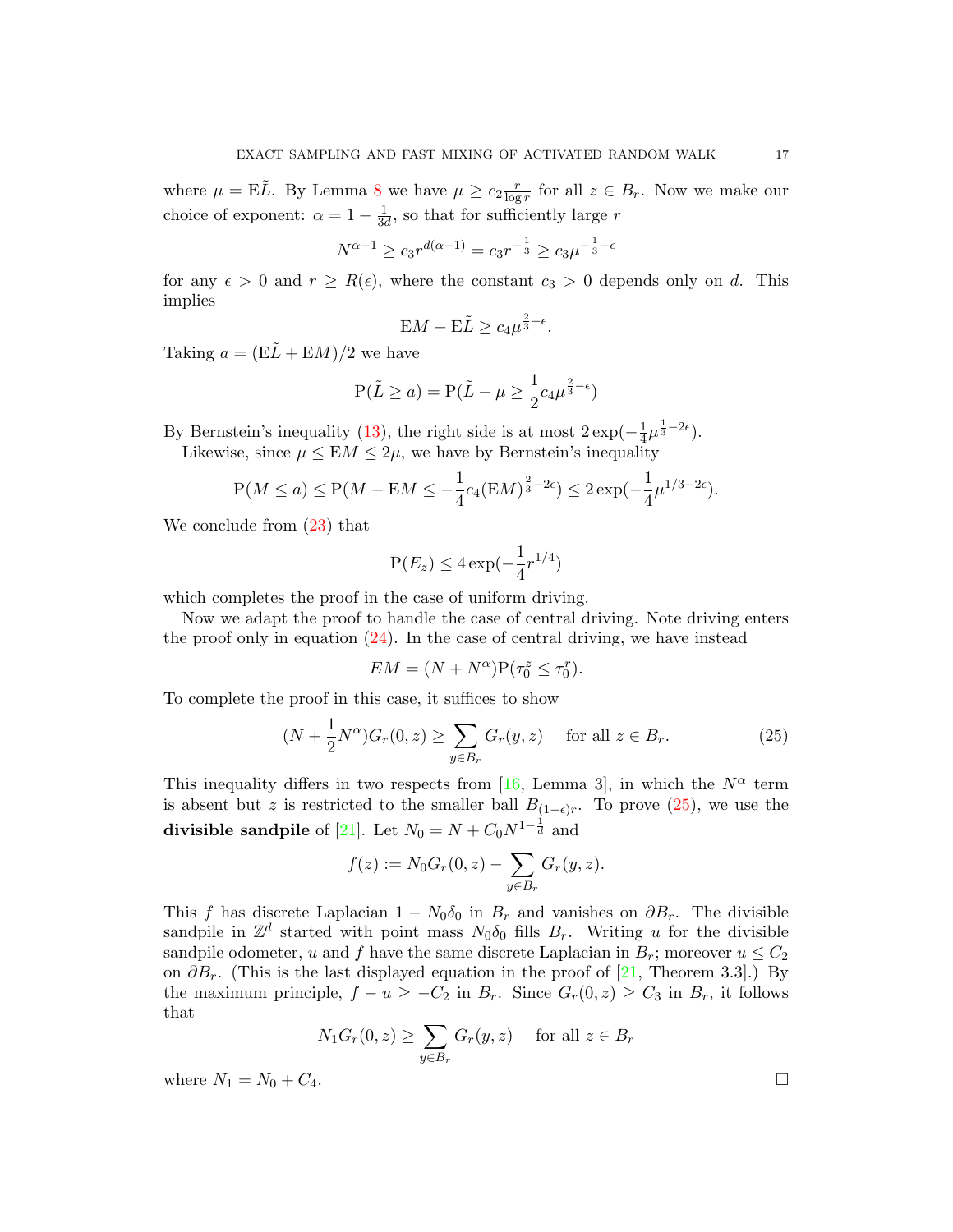where $\mu = \mathrm{E}\tilde{L}$. By Lemma 8 we have $\mu \geq c_2 \frac{r}{\log r}$ for all $z \in B_r$. Now we make our choice of exponent: $\alpha = 1 - \frac{1}{3d}$, so that for sufficiently large $r$

$$N^{\alpha - 1} \geq c_3 r^{d(\alpha-1)} = c_3 r^{-\frac{1}{3}} \geq c_3 \mu^{-\frac{1}{3}-\epsilon}$$

for any $\epsilon > 0$ and $r \geq R(\epsilon)$, where the constant $c_3 > 0$ depends only on $d$. This implies

$$\mathrm{E}M - \mathrm{E}\tilde{L} \geq c_4 \mu^{\frac{2}{3}-\epsilon}.$$

Taking $a = (\mathrm{E}\tilde{L} + \mathrm{E}M)/2$ we have

$$\mathrm{P}(\tilde{L} \geq a) = \mathrm{P}(\tilde{L} - \mu \geq \frac{1}{2} c_4 \mu^{\frac{2}{3}-\epsilon})$$

By Bernstein's inequality (13), the right side is at most $2\exp(-\frac{1}{4}\mu^{\frac{1}{3}-2\epsilon})$.

Likewise, since $\mu \leq \mathrm{E}M \leq 2\mu$, we have by Bernstein's inequality

$$\mathrm{P}(M \leq a) \leq \mathrm{P}(M - \mathrm{E}M \leq -\frac{1}{4}c_4 (\mathrm{E}M)^{\frac{2}{3}-2\epsilon}) \leq 2\exp(-\frac{1}{4}\mu^{1/3-2\epsilon}).$$

We conclude from (23) that

$$\mathrm{P}(E_z) \leq 4\exp(-\frac{1}{4}r^{1/4})$$

which completes the proof in the case of uniform driving.

Now we adapt the proof to handle the case of central driving. Note driving enters the proof only in equation (24). In the case of central driving, we have instead

$$EM = (N + N^\alpha)\mathrm{P}(\tau_0^z \leq \tau_0^r).$$

To complete the proof in this case, it suffices to show

$$(N + \frac{1}{2}N^\alpha) G_r(0,z) \geq \sum_{y \in B_r} G_r(y,z) \quad \text{ for all } z \in B_r. \tag{25}$$

This inequality differs in two respects from [16, Lemma 3], in which the $N^\alpha$ term is absent but $z$ is restricted to the smaller ball $B_{(1-\epsilon)r}$. To prove (25), we use the **divisible sandpile** of [21]. Let $N_0 = N + C_0 N^{1-\frac{1}{d}}$ and

$$f(z) := N_0 G_r(0,z) - \sum_{y \in B_r} G_r(y,z).$$

This $f$ has discrete Laplacian $1 - N_0\delta_0$ in $B_r$ and vanishes on $\partial B_r$. The divisible sandpile in $\mathbb{Z}^d$ started with point mass $N_0\delta_0$ fills $B_r$. Writing $u$ for the divisible sandpile odometer, $u$ and $f$ have the same discrete Laplacian in $B_r$; moreover $u \leq C_2$ on $\partial B_r$. (This is the last displayed equation in the proof of [21, Theorem 3.3].) By the maximum principle, $f - u \geq -C_2$ in $B_r$. Since $G_r(0,z) \geq C_3$ in $B_r$, it follows that

$$N_1 G_r(0,z) \geq \sum_{y \in B_r} G_r(y,z) \quad \text{ for all } z \in B_r$$

where $N_1 = N_0 + C_4$. $\square$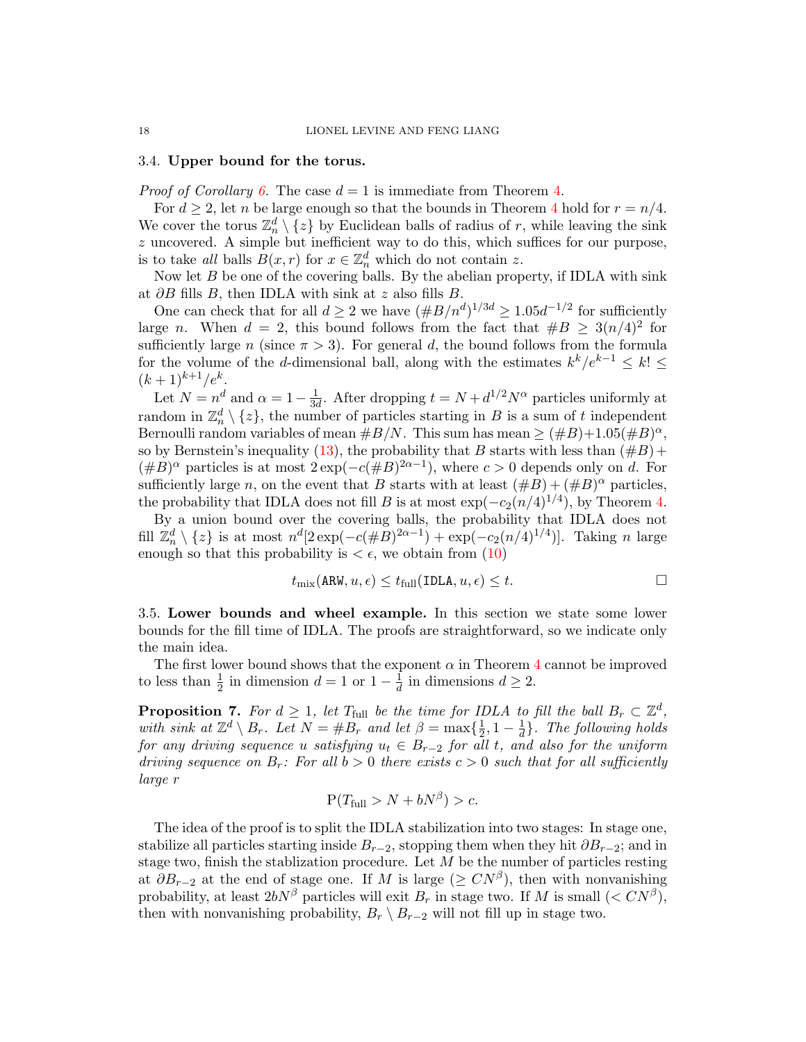### 3.4. **Upper bound for the torus.**

*Proof of Corollary 6.* The case $d = 1$ is immediate from Theorem 4.

For $d \geq 2$, let $n$ be large enough so that the bounds in Theorem 4 hold for $r = n/4$. We cover the torus $\mathbb{Z}_n^d \setminus \{z\}$ by Euclidean balls of radius of $r$, while leaving the sink $z$ uncovered. A simple but inefficient way to do this, which suffices for our purpose, is to take *all* balls $B(x, r)$ for $x \in \mathbb{Z}_n^d$ which do not contain $z$.

Now let $B$ be one of the covering balls. By the abelian property, if IDLA with sink at $\partial B$ fills $B$, then IDLA with sink at $z$ also fills $B$.

One can check that for all $d \geq 2$ we have $(\#B/n^d)^{1/3d} \geq 1.05 d^{-1/2}$ for sufficiently large $n$. When $d = 2$, this bound follows from the fact that $\#B \geq 3(n/4)^2$ for sufficiently large $n$ (since $\pi > 3$). For general $d$, the bound follows from the formula for the volume of the $d$-dimensional ball, along with the estimates $k^k/e^{k-1} \leq k! \leq (k+1)^{k+1}/e^k$.

Let $N = n^d$ and $\alpha = 1 - \frac{1}{3d}$. After dropping $t = N + d^{1/2} N^\alpha$ particles uniformly at random in $\mathbb{Z}_n^d \setminus \{z\}$, the number of particles starting in $B$ is a sum of $t$ independent Bernoulli random variables of mean $\#B/N$. This sum has mean $\geq (\#B) + 1.05(\#B)^\alpha$, so by Bernstein's inequality (13), the probability that $B$ starts with less than $(\#B) + (\#B)^\alpha$ particles is at most $2\exp(-c(\#B)^{2\alpha-1})$, where $c > 0$ depends only on $d$. For sufficiently large $n$, on the event that $B$ starts with at least $(\#B) + (\#B)^\alpha$ particles, the probability that IDLA does not fill $B$ is at most $\exp(-c_2(n/4)^{1/4})$, by Theorem 4.

By a union bound over the covering balls, the probability that IDLA does not fill $\mathbb{Z}_n^d \setminus \{z\}$ is at most $n^d[2\exp(-c(\#B)^{2\alpha-1}) + \exp(-c_2(n/4)^{1/4})]$. Taking $n$ large enough so that this probability is $< \epsilon$, we obtain from (10)

$$t_{\text{mix}}(\texttt{ARW}, u, \epsilon) \leq t_{\text{full}}(\texttt{IDLA}, u, \epsilon) \leq t. \qquad \square$$

### 3.5. **Lower bounds and wheel example.**

In this section we state some lower bounds for the fill time of IDLA. The proofs are straightforward, so we indicate only the main idea.

The first lower bound shows that the exponent $\alpha$ in Theorem 4 cannot be improved to less than $\frac{1}{2}$ in dimension $d = 1$ or $1 - \frac{1}{d}$ in dimensions $d \geq 2$.

**Proposition 7.** *For $d \geq 1$, let $T_{\text{full}}$ be the time for IDLA to fill the ball $B_r \subset \mathbb{Z}^d$, with sink at $\mathbb{Z}^d \setminus B_r$. Let $N = \#B_r$ and let $\beta = \max\{\frac{1}{2}, 1 - \frac{1}{d}\}$. The following holds for any driving sequence $u$ satisfying $u_t \in B_{r-2}$ for all $t$, and also for the uniform driving sequence on $B_r$: For all $b > 0$ there exists $c > 0$ such that for all sufficiently large $r$*

$$\mathrm{P}(T_{\text{full}} > N + bN^\beta) > c.$$

The idea of the proof is to split the IDLA stabilization into two stages: In stage one, stabilize all particles starting inside $B_{r-2}$, stopping them when they hit $\partial B_{r-2}$; and in stage two, finish the stablization procedure. Let $M$ be the number of particles resting at $\partial B_{r-2}$ at the end of stage one. If $M$ is large ($\geq CN^\beta$), then with nonvanishing probability, at least $2bN^\beta$ particles will exit $B_r$ in stage two. If $M$ is small ($< CN^\beta$), then with nonvanishing probability, $B_r \setminus B_{r-2}$ will not fill up in stage two.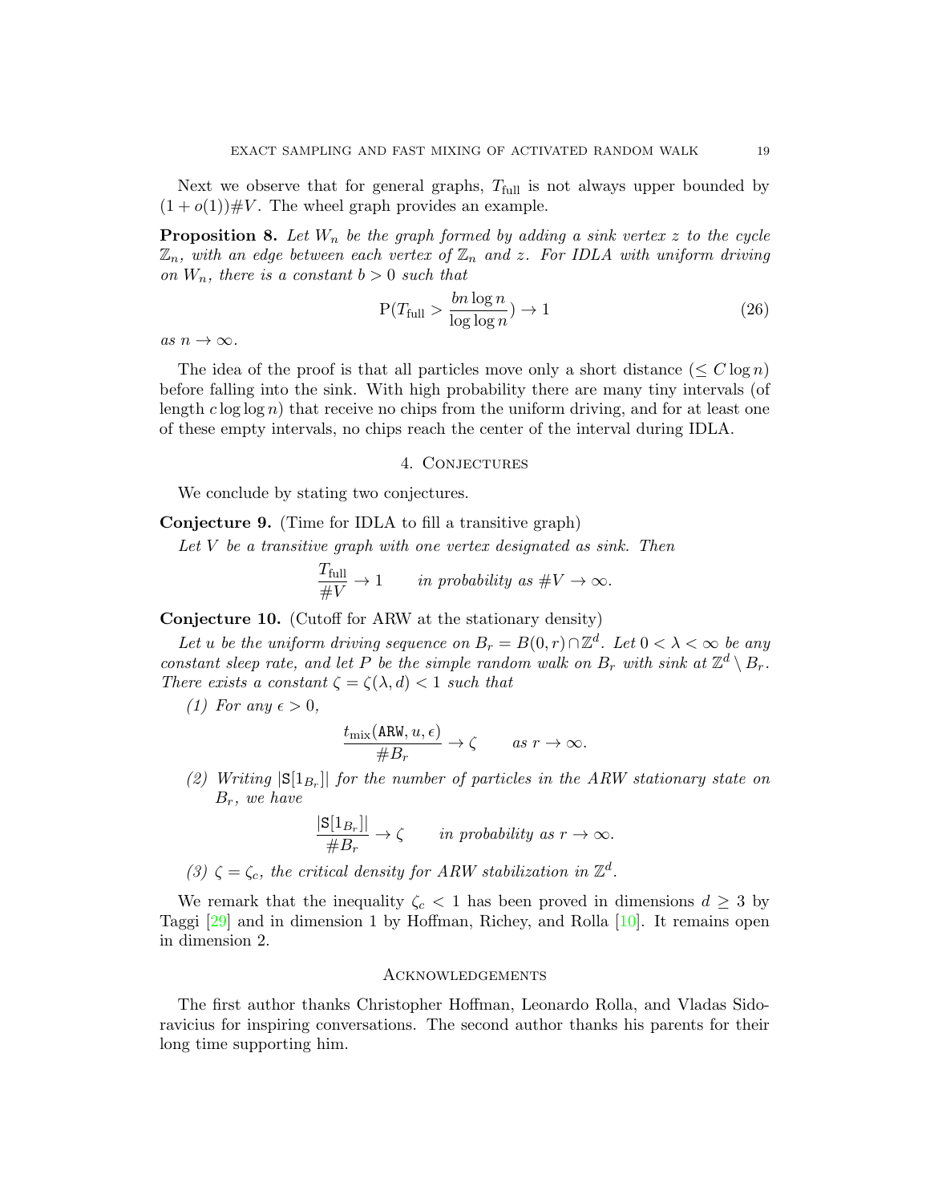Next we observe that for general graphs, $T_{\text{full}}$ is not always upper bounded by $(1+o(1))\#V$. The wheel graph provides an example.

**Proposition 8.** *Let $W_n$ be the graph formed by adding a sink vertex $z$ to the cycle $\mathbb{Z}_n$, with an edge between each vertex of $\mathbb{Z}_n$ and $z$. For IDLA with uniform driving on $W_n$, there is a constant $b > 0$ such that*

$$\mathrm{P}(T_{\text{full}} > \frac{bn \log n}{\log \log n}) \to 1 \tag{26}$$

*as $n \to \infty$.*

The idea of the proof is that all particles move only a short distance ($\leq C \log n$) before falling into the sink. With high probability there are many tiny intervals (of length $c \log \log n$) that receive no chips from the uniform driving, and for at least one of these empty intervals, no chips reach the center of the interval during IDLA.

## 4. Conjectures

We conclude by stating two conjectures.

**Conjecture 9.** (Time for IDLA to fill a transitive graph)

*Let $V$ be a transitive graph with one vertex designated as sink. Then*

$$\frac{T_{\text{full}}}{\#V} \to 1 \qquad \text{in probability as } \#V \to \infty.$$

**Conjecture 10.** (Cutoff for ARW at the stationary density)

*Let $u$ be the uniform driving sequence on $B_r = B(0, r) \cap \mathbb{Z}^d$. Let $0 < \lambda < \infty$ be any constant sleep rate, and let $P$ be the simple random walk on $B_r$ with sink at $\mathbb{Z}^d \setminus B_r$. There exists a constant $\zeta = \zeta(\lambda, d) < 1$ such that*

*(1) For any $\epsilon > 0$,*

$$\frac{t_{\text{mix}}(\texttt{ARW}, u, \epsilon)}{\#B_r} \to \zeta \qquad \text{as } r \to \infty.$$

*(2) Writing $|\texttt{S}[1_{B_r}]|$ for the number of particles in the ARW stationary state on $B_r$, we have*

$$\frac{|\texttt{S}[1_{B_r}]|}{\#B_r} \to \zeta \qquad \text{in probability as } r \to \infty.$$

*(3) $\zeta = \zeta_c$, the critical density for ARW stabilization in $\mathbb{Z}^d$.*

We remark that the inequality $\zeta_c < 1$ has been proved in dimensions $d \geq 3$ by Taggi [29] and in dimension 1 by Hoffman, Richey, and Rolla [10]. It remains open in dimension 2.

## Acknowledgements

The first author thanks Christopher Hoffman, Leonardo Rolla, and Vladas Sidoravicius for inspiring conversations. The second author thanks his parents for their long time supporting him.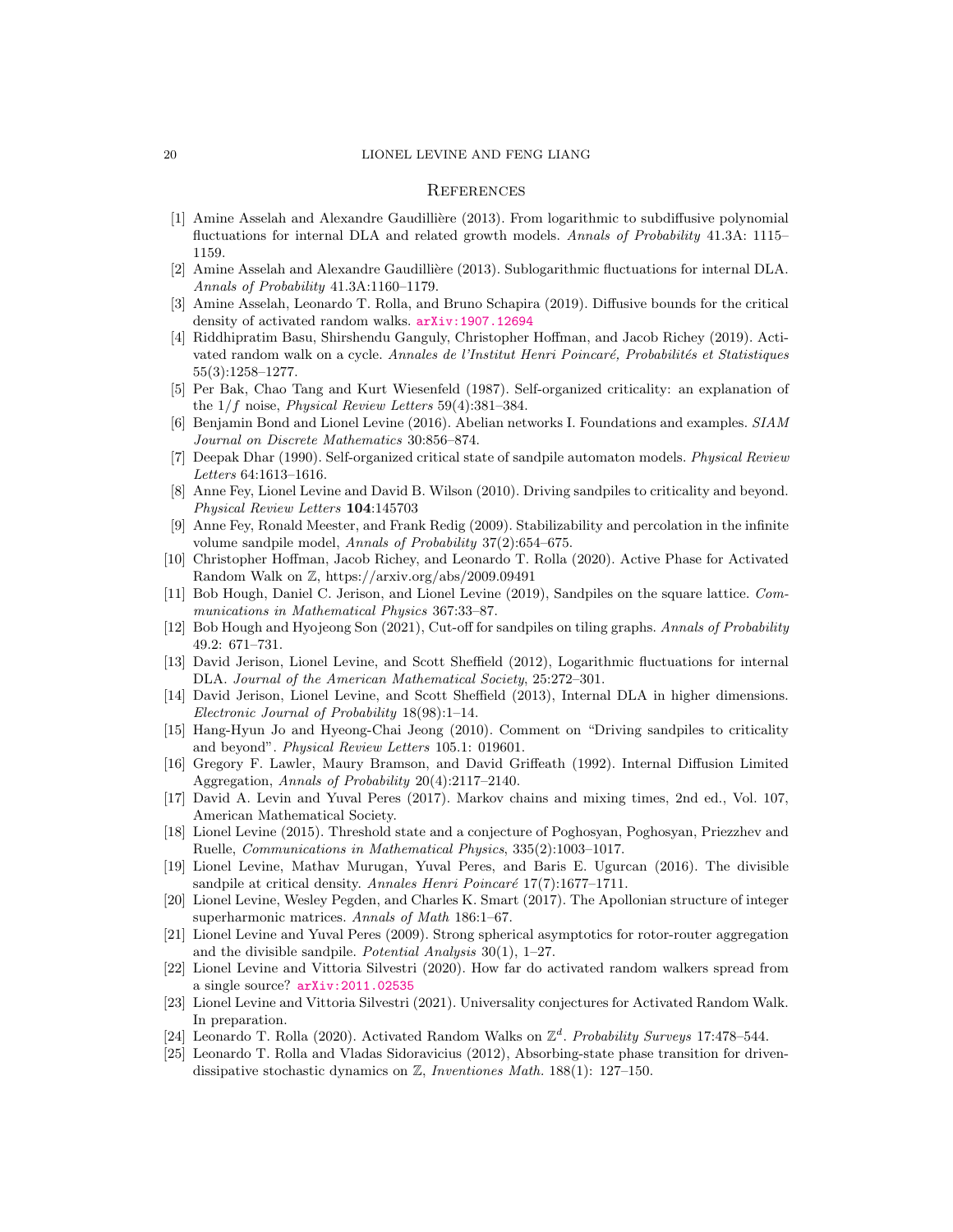## References

[1] Amine Asselah and Alexandre Gaudillière (2013). From logarithmic to subdiffusive polynomial fluctuations for internal DLA and related growth models. *Annals of Probability* 41.3A: 1115–1159.

[2] Amine Asselah and Alexandre Gaudillière (2013). Sublogarithmic fluctuations for internal DLA. *Annals of Probability* 41.3A:1160–1179.

[3] Amine Asselah, Leonardo T. Rolla, and Bruno Schapira (2019). Diffusive bounds for the critical density of activated random walks. arXiv:1907.12694

[4] Riddhipratim Basu, Shirshendu Ganguly, Christopher Hoffman, and Jacob Richey (2019). Activated random walk on a cycle. *Annales de l'Institut Henri Poincaré, Probabilités et Statistiques* 55(3):1258–1277.

[5] Per Bak, Chao Tang and Kurt Wiesenfeld (1987). Self-organized criticality: an explanation of the $1/f$ noise, *Physical Review Letters* 59(4):381–384.

[6] Benjamin Bond and Lionel Levine (2016). Abelian networks I. Foundations and examples. *SIAM Journal on Discrete Mathematics* 30:856–874.

[7] Deepak Dhar (1990). Self-organized critical state of sandpile automaton models. *Physical Review Letters* 64:1613–1616.

[8] Anne Fey, Lionel Levine and David B. Wilson (2010). Driving sandpiles to criticality and beyond. *Physical Review Letters* **104**:145703

[9] Anne Fey, Ronald Meester, and Frank Redig (2009). Stabilizability and percolation in the infinite volume sandpile model, *Annals of Probability* 37(2):654–675.

[10] Christopher Hoffman, Jacob Richey, and Leonardo T. Rolla (2020). Active Phase for Activated Random Walk on $\mathbb{Z}$, https://arxiv.org/abs/2009.09491

[11] Bob Hough, Daniel C. Jerison, and Lionel Levine (2019), Sandpiles on the square lattice. *Communications in Mathematical Physics* 367:33–87.

[12] Bob Hough and Hyojeong Son (2021), Cut-off for sandpiles on tiling graphs. *Annals of Probability* 49.2: 671–731.

[13] David Jerison, Lionel Levine, and Scott Sheffield (2012), Logarithmic fluctuations for internal DLA. *Journal of the American Mathematical Society*, 25:272–301.

[14] David Jerison, Lionel Levine, and Scott Sheffield (2013), Internal DLA in higher dimensions. *Electronic Journal of Probability* 18(98):1–14.

[15] Hang-Hyun Jo and Hyeong-Chai Jeong (2010). Comment on "Driving sandpiles to criticality and beyond". *Physical Review Letters* 105.1: 019601.

[16] Gregory F. Lawler, Maury Bramson, and David Griffeath (1992). Internal Diffusion Limited Aggregation, *Annals of Probability* 20(4):2117–2140.

[17] David A. Levin and Yuval Peres (2017). Markov chains and mixing times, 2nd ed., Vol. 107, American Mathematical Society.

[18] Lionel Levine (2015). Threshold state and a conjecture of Poghosyan, Poghosyan, Priezzhev and Ruelle, *Communications in Mathematical Physics*, 335(2):1003–1017.

[19] Lionel Levine, Mathav Murugan, Yuval Peres, and Baris E. Ugurcan (2016). The divisible sandpile at critical density. *Annales Henri Poincaré* 17(7):1677–1711.

[20] Lionel Levine, Wesley Pegden, and Charles K. Smart (2017). The Apollonian structure of integer superharmonic matrices. *Annals of Math* 186:1–67.

[21] Lionel Levine and Yuval Peres (2009). Strong spherical asymptotics for rotor-router aggregation and the divisible sandpile. *Potential Analysis* 30(1), 1–27.

[22] Lionel Levine and Vittoria Silvestri (2020). How far do activated random walkers spread from a single source? arXiv:2011.02535

[23] Lionel Levine and Vittoria Silvestri (2021). Universality conjectures for Activated Random Walk. In preparation.

[24] Leonardo T. Rolla (2020). Activated Random Walks on $\mathbb{Z}^d$. *Probability Surveys* 17:478–544.

[25] Leonardo T. Rolla and Vladas Sidoravicius (2012), Absorbing-state phase transition for driven-dissipative stochastic dynamics on $\mathbb{Z}$, *Inventiones Math.* 188(1): 127–150.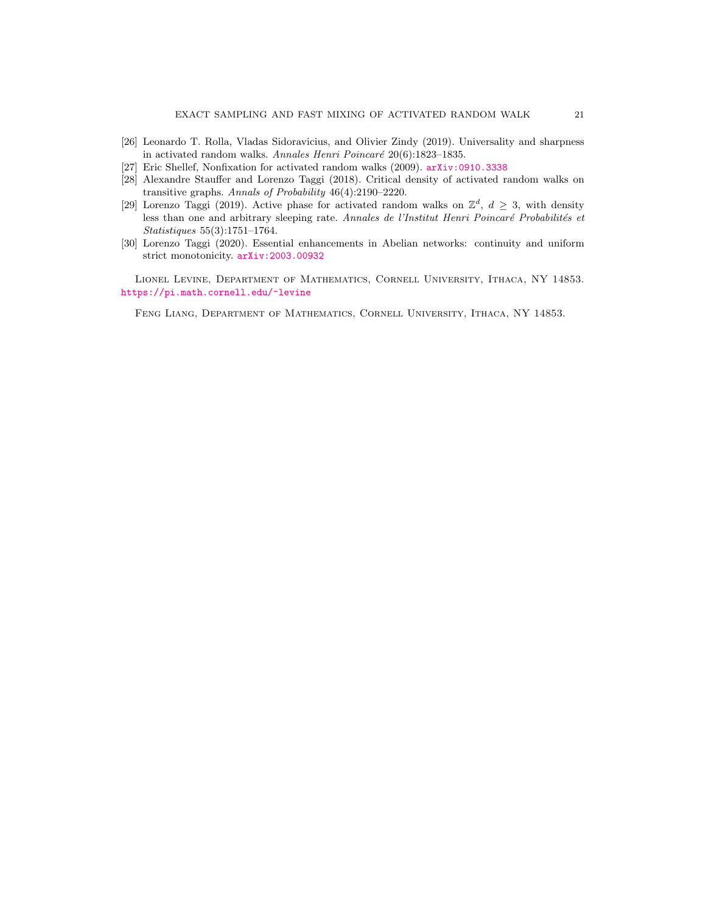[26] Leonardo T. Rolla, Vladas Sidoravicius, and Olivier Zindy (2019). Universality and sharpness in activated random walks. *Annales Henri Poincaré* 20(6):1823–1835.

[27] Eric Shellef, Nonfixation for activated random walks (2009). arXiv:0910.3338

[28] Alexandre Stauffer and Lorenzo Taggi (2018). Critical density of activated random walks on transitive graphs. *Annals of Probability* 46(4):2190–2220.

[29] Lorenzo Taggi (2019). Active phase for activated random walks on $\mathbb{Z}^d$, $d \geq 3$, with density less than one and arbitrary sleeping rate. *Annales de l'Institut Henri Poincaré Probabilités et Statistiques* 55(3):1751–1764.

[30] Lorenzo Taggi (2020). Essential enhancements in Abelian networks: continuity and uniform strict monotonicity. arXiv:2003.00932

Lionel Levine, Department of Mathematics, Cornell University, Ithaca, NY 14853. https://pi.math.cornell.edu/~levine

Feng Liang, Department of Mathematics, Cornell University, Ithaca, NY 14853.